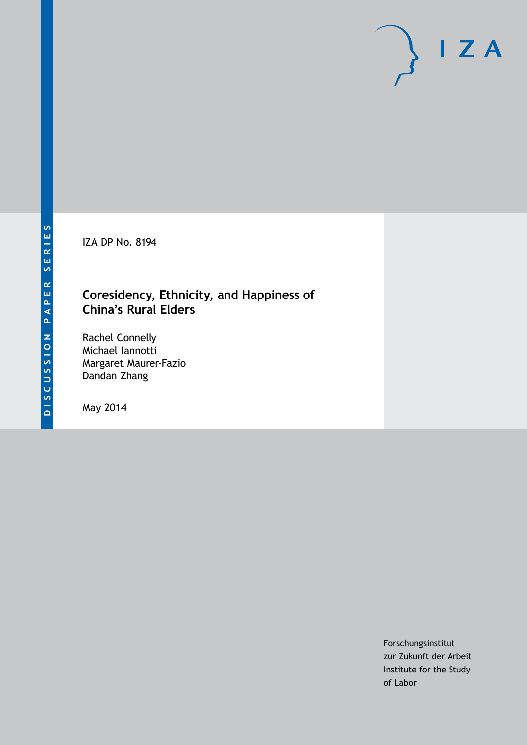DISCUSSION PAPER SERIES

IZA DP No. 8194

# Coresidency, Ethnicity, and Happiness of China's Rural Elders

Rachel Connelly
Michael Iannotti
Margaret Maurer-Fazio
Dandan Zhang

May 2014

Forschungsinstitut
zur Zukunft der Arbeit
Institute for the Study
of Labor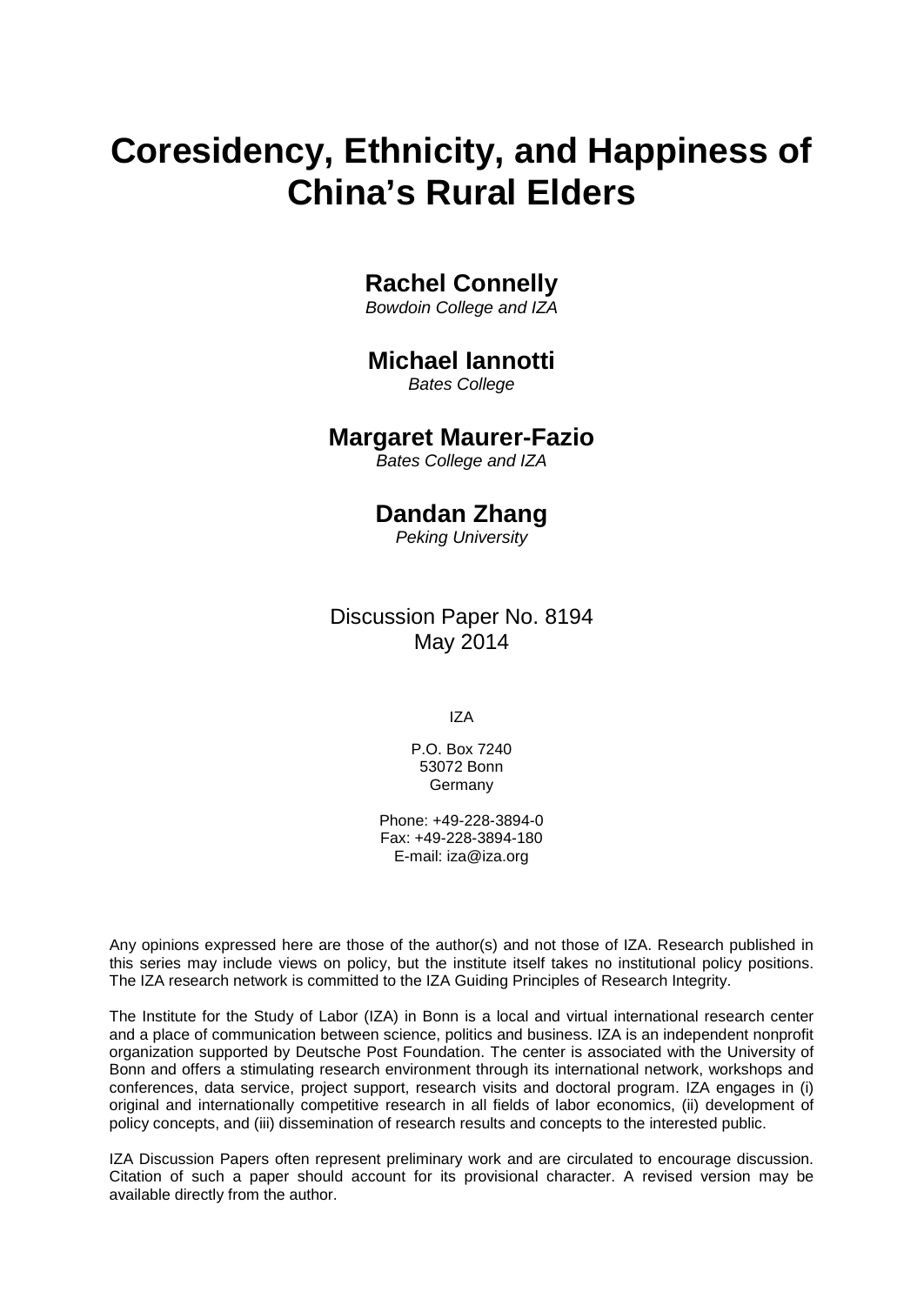# Coresidency, Ethnicity, and Happiness of China's Rural Elders

**Rachel Connelly**

*Bowdoin College and IZA*

**Michael Iannotti**

*Bates College*

**Margaret Maurer-Fazio**

*Bates College and IZA*

**Dandan Zhang**

*Peking University*

Discussion Paper No. 8194
May 2014

IZA

P.O. Box 7240
53072 Bonn
Germany

Phone: +49-228-3894-0
Fax: +49-228-3894-180
E-mail: iza@iza.org

Any opinions expressed here are those of the author(s) and not those of IZA. Research published in this series may include views on policy, but the institute itself takes no institutional policy positions. The IZA research network is committed to the IZA Guiding Principles of Research Integrity.

The Institute for the Study of Labor (IZA) in Bonn is a local and virtual international research center and a place of communication between science, politics and business. IZA is an independent nonprofit organization supported by Deutsche Post Foundation. The center is associated with the University of Bonn and offers a stimulating research environment through its international network, workshops and conferences, data service, project support, research visits and doctoral program. IZA engages in (i) original and internationally competitive research in all fields of labor economics, (ii) development of policy concepts, and (iii) dissemination of research results and concepts to the interested public.

IZA Discussion Papers often represent preliminary work and are circulated to encourage discussion. Citation of such a paper should account for its provisional character. A revised version may be available directly from the author.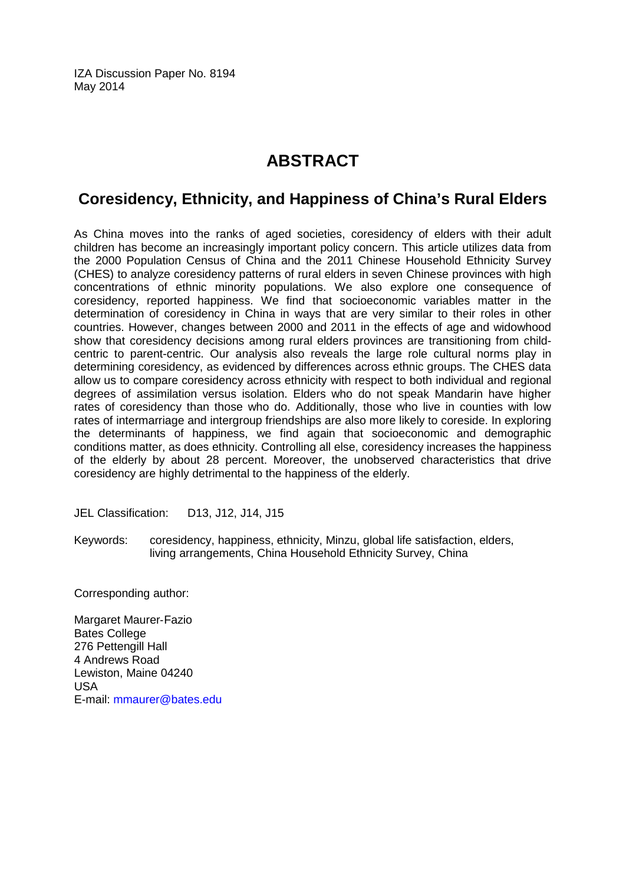IZA Discussion Paper No. 8194
May 2014

# ABSTRACT

## Coresidency, Ethnicity, and Happiness of China's Rural Elders

As China moves into the ranks of aged societies, coresidency of elders with their adult children has become an increasingly important policy concern. This article utilizes data from the 2000 Population Census of China and the 2011 Chinese Household Ethnicity Survey (CHES) to analyze coresidency patterns of rural elders in seven Chinese provinces with high concentrations of ethnic minority populations. We also explore one consequence of coresidency, reported happiness. We find that socioeconomic variables matter in the determination of coresidency in China in ways that are very similar to their roles in other countries. However, changes between 2000 and 2011 in the effects of age and widowhood show that coresidency decisions among rural elders provinces are transitioning from child-centric to parent-centric. Our analysis also reveals the large role cultural norms play in determining coresidency, as evidenced by differences across ethnic groups. The CHES data allow us to compare coresidency across ethnicity with respect to both individual and regional degrees of assimilation versus isolation. Elders who do not speak Mandarin have higher rates of coresidency than those who do. Additionally, those who live in counties with low rates of intermarriage and intergroup friendships are also more likely to coreside. In exploring the determinants of happiness, we find again that socioeconomic and demographic conditions matter, as does ethnicity. Controlling all else, coresidency increases the happiness of the elderly by about 28 percent. Moreover, the unobserved characteristics that drive coresidency are highly detrimental to the happiness of the elderly.

JEL Classification: D13, J12, J14, J15

Keywords: coresidency, happiness, ethnicity, Minzu, global life satisfaction, elders, living arrangements, China Household Ethnicity Survey, China

Corresponding author:

Margaret Maurer-Fazio
Bates College
276 Pettengill Hall
4 Andrews Road
Lewiston, Maine 04240
USA
E-mail: mmaurer@bates.edu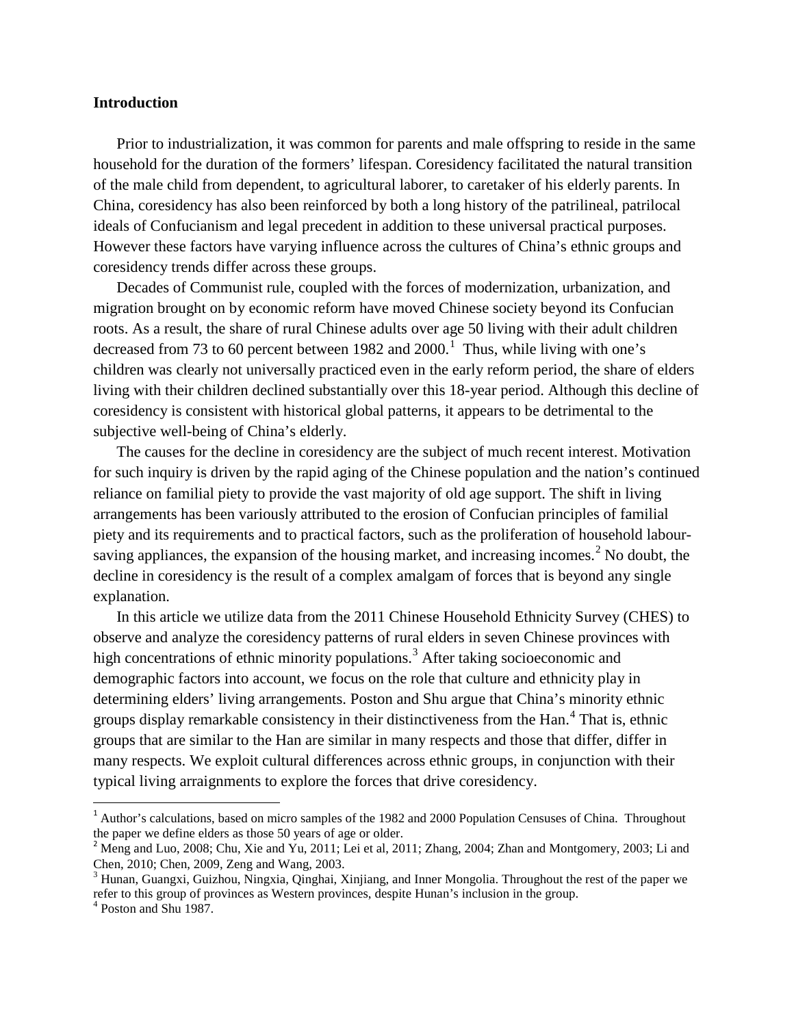## Introduction

Prior to industrialization, it was common for parents and male offspring to reside in the same household for the duration of the formers' lifespan. Coresidency facilitated the natural transition of the male child from dependent, to agricultural laborer, to caretaker of his elderly parents. In China, coresidency has also been reinforced by both a long history of the patrilineal, patrilocal ideals of Confucianism and legal precedent in addition to these universal practical purposes. However these factors have varying influence across the cultures of China's ethnic groups and coresidency trends differ across these groups.

Decades of Communist rule, coupled with the forces of modernization, urbanization, and migration brought on by economic reform have moved Chinese society beyond its Confucian roots. As a result, the share of rural Chinese adults over age 50 living with their adult children decreased from 73 to 60 percent between 1982 and 2000.[1] Thus, while living with one's children was clearly not universally practiced even in the early reform period, the share of elders living with their children declined substantially over this 18-year period. Although this decline of coresidency is consistent with historical global patterns, it appears to be detrimental to the subjective well-being of China's elderly.

The causes for the decline in coresidency are the subject of much recent interest. Motivation for such inquiry is driven by the rapid aging of the Chinese population and the nation's continued reliance on familial piety to provide the vast majority of old age support. The shift in living arrangements has been variously attributed to the erosion of Confucian principles of familial piety and its requirements and to practical factors, such as the proliferation of household labour-saving appliances, the expansion of the housing market, and increasing incomes.[2] No doubt, the decline in coresidency is the result of a complex amalgam of forces that is beyond any single explanation.

In this article we utilize data from the 2011 Chinese Household Ethnicity Survey (CHES) to observe and analyze the coresidency patterns of rural elders in seven Chinese provinces with high concentrations of ethnic minority populations.[3] After taking socioeconomic and demographic factors into account, we focus on the role that culture and ethnicity play in determining elders' living arrangements. Poston and Shu argue that China's minority ethnic groups display remarkable consistency in their distinctiveness from the Han.[4] That is, ethnic groups that are similar to the Han are similar in many respects and those that differ, differ in many respects. We exploit cultural differences across ethnic groups, in conjunction with their typical living arraignments to explore the forces that drive coresidency.

---

[1] Author's calculations, based on micro samples of the 1982 and 2000 Population Censuses of China. Throughout the paper we define elders as those 50 years of age or older.

[2] Meng and Luo, 2008; Chu, Xie and Yu, 2011; Lei et al, 2011; Zhang, 2004; Zhan and Montgomery, 2003; Li and Chen, 2010; Chen, 2009, Zeng and Wang, 2003.

[3] Hunan, Guangxi, Guizhou, Ningxia, Qinghai, Xinjiang, and Inner Mongolia. Throughout the rest of the paper we refer to this group of provinces as Western provinces, despite Hunan's inclusion in the group.

[4] Poston and Shu 1987.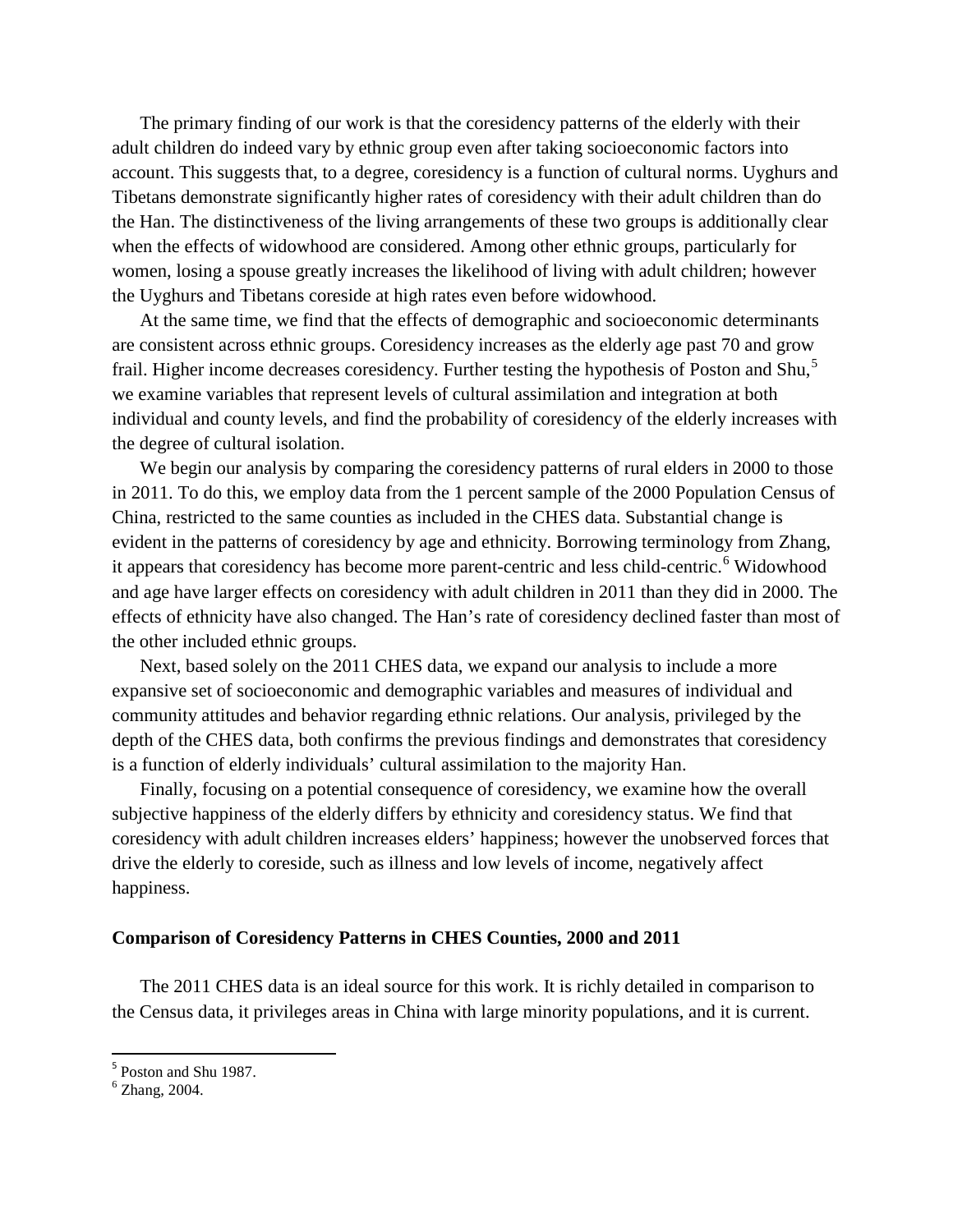The primary finding of our work is that the coresidency patterns of the elderly with their adult children do indeed vary by ethnic group even after taking socioeconomic factors into account. This suggests that, to a degree, coresidency is a function of cultural norms. Uyghurs and Tibetans demonstrate significantly higher rates of coresidency with their adult children than do the Han. The distinctiveness of the living arrangements of these two groups is additionally clear when the effects of widowhood are considered. Among other ethnic groups, particularly for women, losing a spouse greatly increases the likelihood of living with adult children; however the Uyghurs and Tibetans coreside at high rates even before widowhood.

At the same time, we find that the effects of demographic and socioeconomic determinants are consistent across ethnic groups. Coresidency increases as the elderly age past 70 and grow frail. Higher income decreases coresidency. Further testing the hypothesis of Poston and Shu,[5] we examine variables that represent levels of cultural assimilation and integration at both individual and county levels, and find the probability of coresidency of the elderly increases with the degree of cultural isolation.

We begin our analysis by comparing the coresidency patterns of rural elders in 2000 to those in 2011. To do this, we employ data from the 1 percent sample of the 2000 Population Census of China, restricted to the same counties as included in the CHES data. Substantial change is evident in the patterns of coresidency by age and ethnicity. Borrowing terminology from Zhang, it appears that coresidency has become more parent-centric and less child-centric.[6] Widowhood and age have larger effects on coresidency with adult children in 2011 than they did in 2000. The effects of ethnicity have also changed. The Han's rate of coresidency declined faster than most of the other included ethnic groups.

Next, based solely on the 2011 CHES data, we expand our analysis to include a more expansive set of socioeconomic and demographic variables and measures of individual and community attitudes and behavior regarding ethnic relations. Our analysis, privileged by the depth of the CHES data, both confirms the previous findings and demonstrates that coresidency is a function of elderly individuals' cultural assimilation to the majority Han.

Finally, focusing on a potential consequence of coresidency, we examine how the overall subjective happiness of the elderly differs by ethnicity and coresidency status. We find that coresidency with adult children increases elders' happiness; however the unobserved forces that drive the elderly to coreside, such as illness and low levels of income, negatively affect happiness.

### Comparison of Coresidency Patterns in CHES Counties, 2000 and 2011

The 2011 CHES data is an ideal source for this work. It is richly detailed in comparison to the Census data, it privileges areas in China with large minority populations, and it is current.

[5] Poston and Shu 1987.

[6] Zhang, 2004.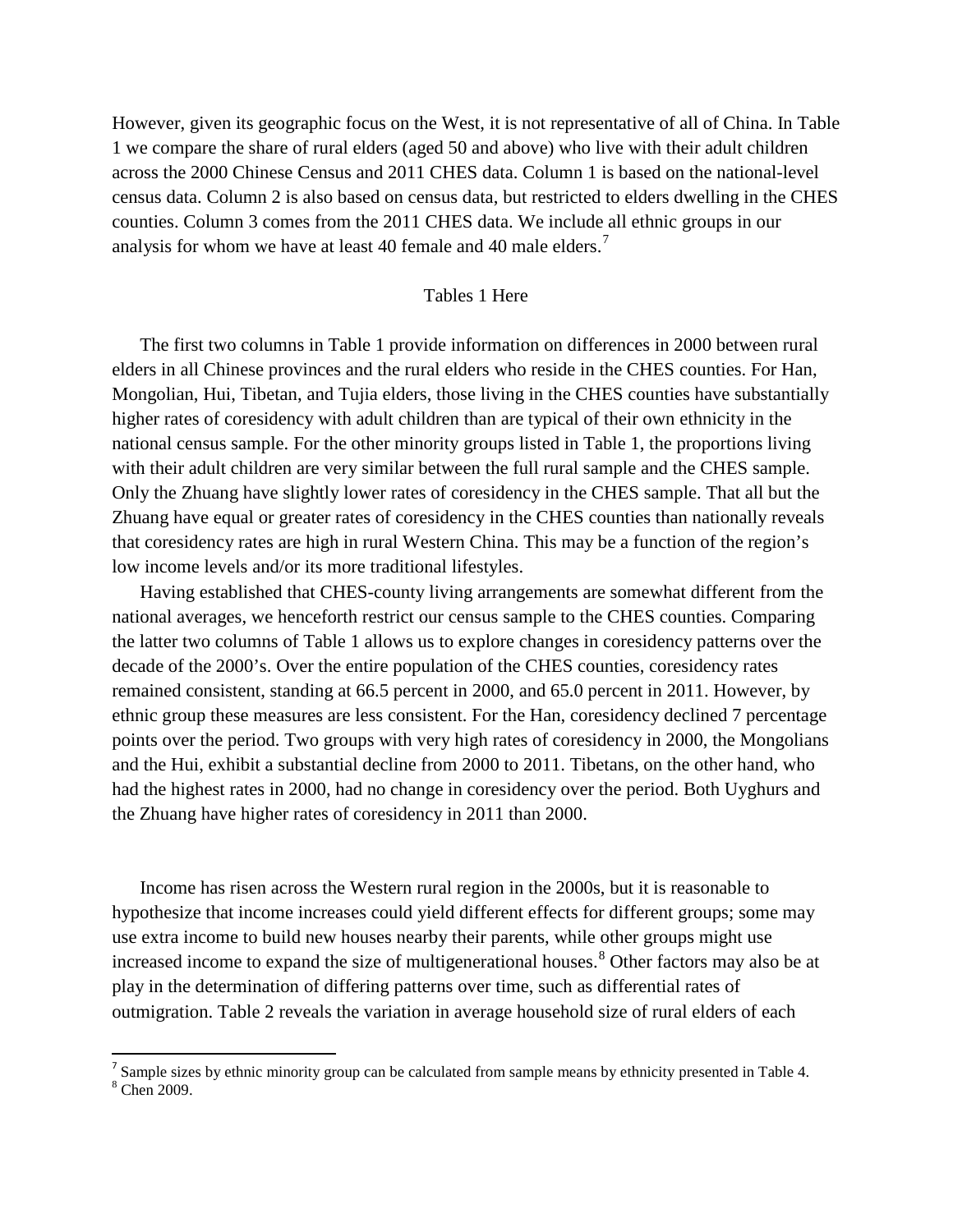However, given its geographic focus on the West, it is not representative of all of China. In Table 1 we compare the share of rural elders (aged 50 and above) who live with their adult children across the 2000 Chinese Census and 2011 CHES data. Column 1 is based on the national-level census data. Column 2 is also based on census data, but restricted to elders dwelling in the CHES counties. Column 3 comes from the 2011 CHES data. We include all ethnic groups in our analysis for whom we have at least 40 female and 40 male elders.[7]

Tables 1 Here

The first two columns in Table 1 provide information on differences in 2000 between rural elders in all Chinese provinces and the rural elders who reside in the CHES counties. For Han, Mongolian, Hui, Tibetan, and Tujia elders, those living in the CHES counties have substantially higher rates of coresidency with adult children than are typical of their own ethnicity in the national census sample. For the other minority groups listed in Table 1, the proportions living with their adult children are very similar between the full rural sample and the CHES sample. Only the Zhuang have slightly lower rates of coresidency in the CHES sample. That all but the Zhuang have equal or greater rates of coresidency in the CHES counties than nationally reveals that coresidency rates are high in rural Western China. This may be a function of the region's low income levels and/or its more traditional lifestyles.

Having established that CHES-county living arrangements are somewhat different from the national averages, we henceforth restrict our census sample to the CHES counties. Comparing the latter two columns of Table 1 allows us to explore changes in coresidency patterns over the decade of the 2000's. Over the entire population of the CHES counties, coresidency rates remained consistent, standing at 66.5 percent in 2000, and 65.0 percent in 2011. However, by ethnic group these measures are less consistent. For the Han, coresidency declined 7 percentage points over the period. Two groups with very high rates of coresidency in 2000, the Mongolians and the Hui, exhibit a substantial decline from 2000 to 2011. Tibetans, on the other hand, who had the highest rates in 2000, had no change in coresidency over the period. Both Uyghurs and the Zhuang have higher rates of coresidency in 2011 than 2000.

Income has risen across the Western rural region in the 2000s, but it is reasonable to hypothesize that income increases could yield different effects for different groups; some may use extra income to build new houses nearby their parents, while other groups might use increased income to expand the size of multigenerational houses.[8] Other factors may also be at play in the determination of differing patterns over time, such as differential rates of outmigration. Table 2 reveals the variation in average household size of rural elders of each

---

[7] Sample sizes by ethnic minority group can be calculated from sample means by ethnicity presented in Table 4.

[8] Chen 2009.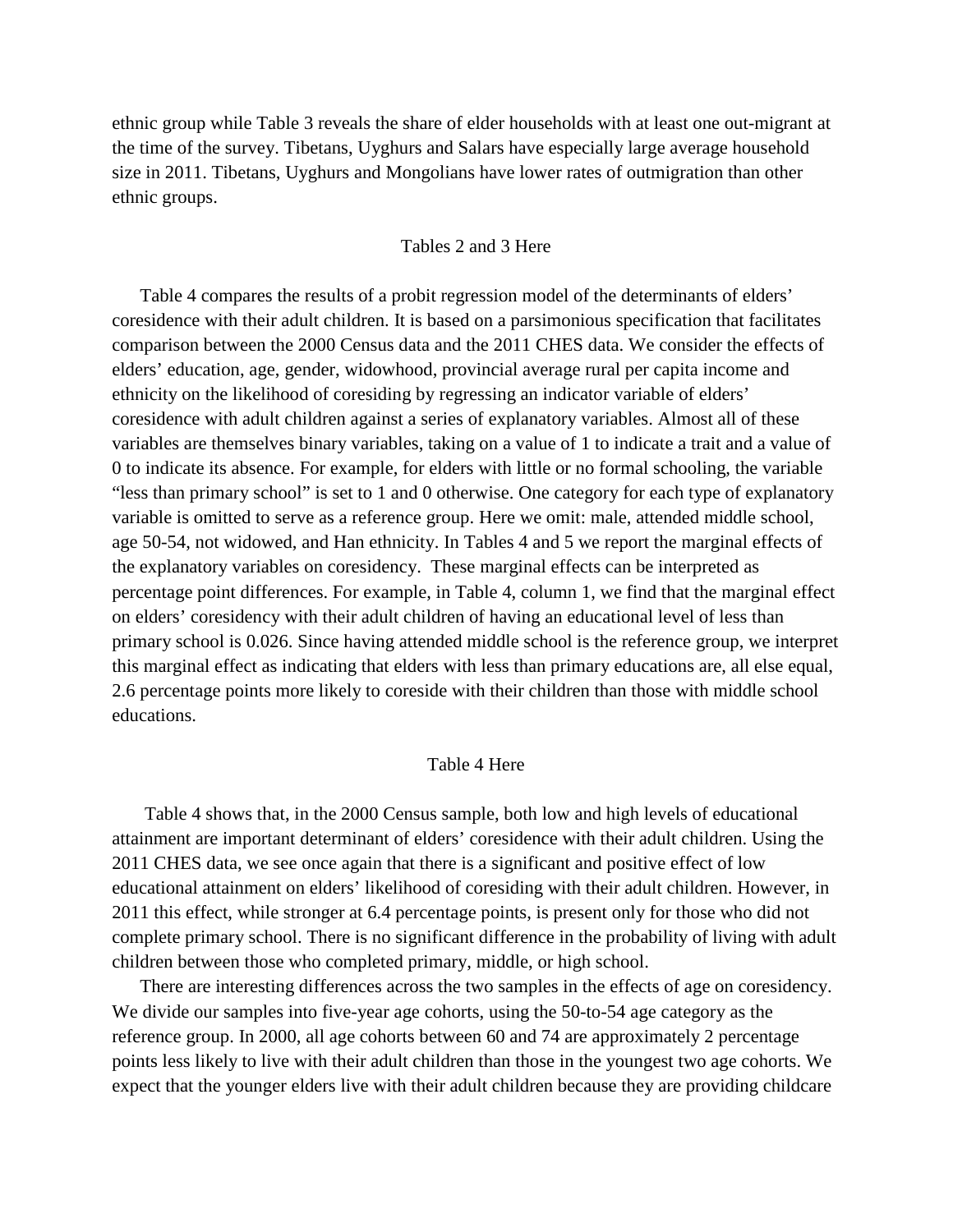ethnic group while Table 3 reveals the share of elder households with at least one out-migrant at the time of the survey. Tibetans, Uyghurs and Salars have especially large average household size in 2011. Tibetans, Uyghurs and Mongolians have lower rates of outmigration than other ethnic groups.

Tables 2 and 3 Here

Table 4 compares the results of a probit regression model of the determinants of elders' coresidence with their adult children. It is based on a parsimonious specification that facilitates comparison between the 2000 Census data and the 2011 CHES data. We consider the effects of elders' education, age, gender, widowhood, provincial average rural per capita income and ethnicity on the likelihood of coresiding by regressing an indicator variable of elders' coresidence with adult children against a series of explanatory variables. Almost all of these variables are themselves binary variables, taking on a value of 1 to indicate a trait and a value of 0 to indicate its absence. For example, for elders with little or no formal schooling, the variable "less than primary school" is set to 1 and 0 otherwise. One category for each type of explanatory variable is omitted to serve as a reference group. Here we omit: male, attended middle school, age 50-54, not widowed, and Han ethnicity. In Tables 4 and 5 we report the marginal effects of the explanatory variables on coresidency. These marginal effects can be interpreted as percentage point differences. For example, in Table 4, column 1, we find that the marginal effect on elders' coresidency with their adult children of having an educational level of less than primary school is 0.026. Since having attended middle school is the reference group, we interpret this marginal effect as indicating that elders with less than primary educations are, all else equal, 2.6 percentage points more likely to coreside with their children than those with middle school educations.

Table 4 Here

Table 4 shows that, in the 2000 Census sample, both low and high levels of educational attainment are important determinant of elders' coresidence with their adult children. Using the 2011 CHES data, we see once again that there is a significant and positive effect of low educational attainment on elders' likelihood of coresiding with their adult children. However, in 2011 this effect, while stronger at 6.4 percentage points, is present only for those who did not complete primary school. There is no significant difference in the probability of living with adult children between those who completed primary, middle, or high school.

There are interesting differences across the two samples in the effects of age on coresidency. We divide our samples into five-year age cohorts, using the 50-to-54 age category as the reference group. In 2000, all age cohorts between 60 and 74 are approximately 2 percentage points less likely to live with their adult children than those in the youngest two age cohorts. We expect that the younger elders live with their adult children because they are providing childcare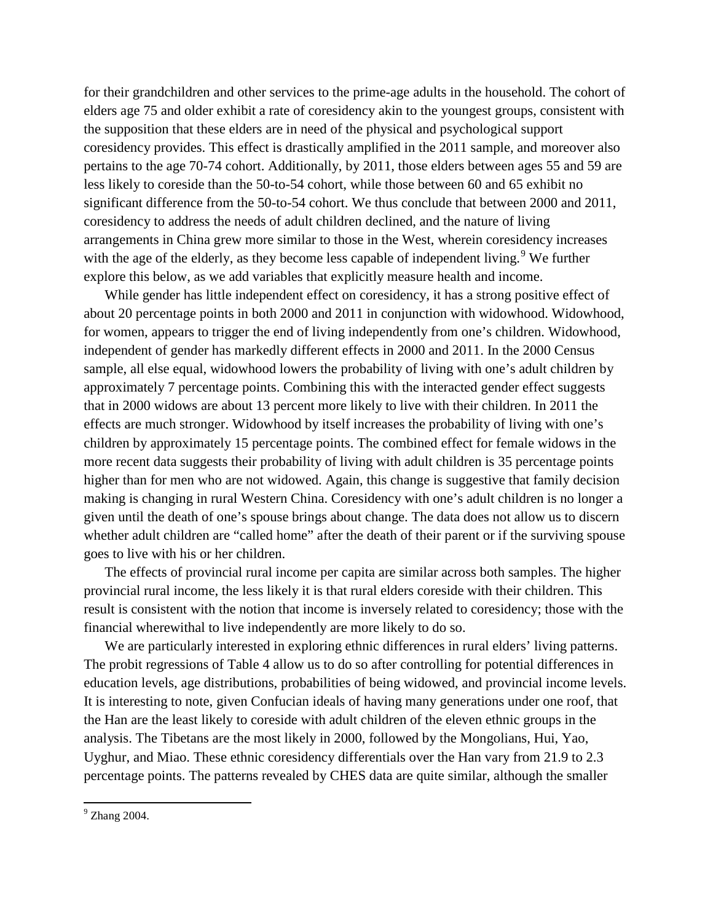for their grandchildren and other services to the prime-age adults in the household. The cohort of elders age 75 and older exhibit a rate of coresidency akin to the youngest groups, consistent with the supposition that these elders are in need of the physical and psychological support coresidency provides. This effect is drastically amplified in the 2011 sample, and moreover also pertains to the age 70-74 cohort. Additionally, by 2011, those elders between ages 55 and 59 are less likely to coreside than the 50-to-54 cohort, while those between 60 and 65 exhibit no significant difference from the 50-to-54 cohort. We thus conclude that between 2000 and 2011, coresidency to address the needs of adult children declined, and the nature of living arrangements in China grew more similar to those in the West, wherein coresidency increases with the age of the elderly, as they become less capable of independent living.[9] We further explore this below, as we add variables that explicitly measure health and income.

While gender has little independent effect on coresidency, it has a strong positive effect of about 20 percentage points in both 2000 and 2011 in conjunction with widowhood. Widowhood, for women, appears to trigger the end of living independently from one's children. Widowhood, independent of gender has markedly different effects in 2000 and 2011. In the 2000 Census sample, all else equal, widowhood lowers the probability of living with one's adult children by approximately 7 percentage points. Combining this with the interacted gender effect suggests that in 2000 widows are about 13 percent more likely to live with their children. In 2011 the effects are much stronger. Widowhood by itself increases the probability of living with one's children by approximately 15 percentage points. The combined effect for female widows in the more recent data suggests their probability of living with adult children is 35 percentage points higher than for men who are not widowed. Again, this change is suggestive that family decision making is changing in rural Western China. Coresidency with one's adult children is no longer a given until the death of one's spouse brings about change. The data does not allow us to discern whether adult children are "called home" after the death of their parent or if the surviving spouse goes to live with his or her children.

The effects of provincial rural income per capita are similar across both samples. The higher provincial rural income, the less likely it is that rural elders coreside with their children. This result is consistent with the notion that income is inversely related to coresidency; those with the financial wherewithal to live independently are more likely to do so.

We are particularly interested in exploring ethnic differences in rural elders' living patterns. The probit regressions of Table 4 allow us to do so after controlling for potential differences in education levels, age distributions, probabilities of being widowed, and provincial income levels. It is interesting to note, given Confucian ideals of having many generations under one roof, that the Han are the least likely to coreside with adult children of the eleven ethnic groups in the analysis. The Tibetans are the most likely in 2000, followed by the Mongolians, Hui, Yao, Uyghur, and Miao. These ethnic coresidency differentials over the Han vary from 21.9 to 2.3 percentage points. The patterns revealed by CHES data are quite similar, although the smaller

[9] Zhang 2004.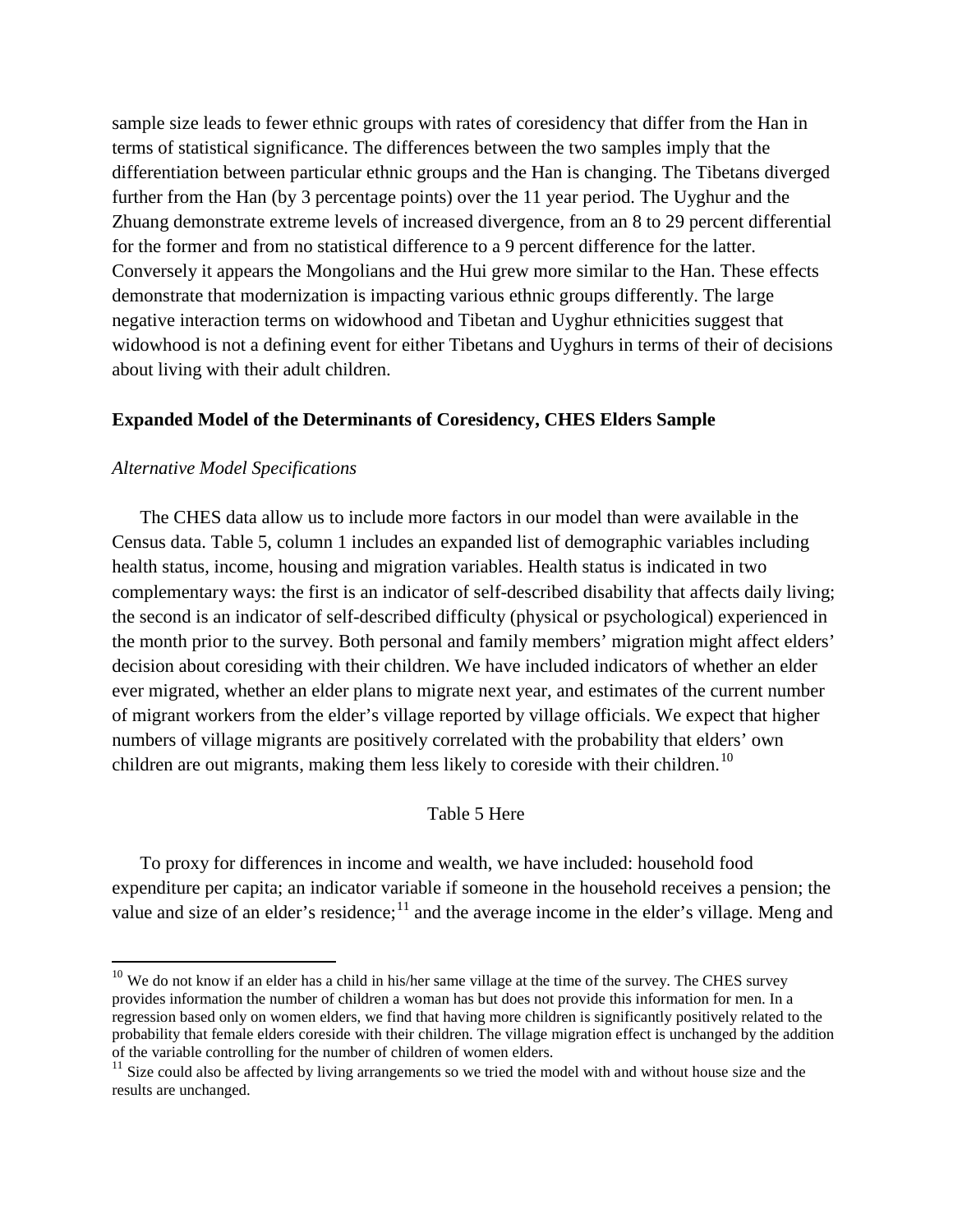sample size leads to fewer ethnic groups with rates of coresidency that differ from the Han in terms of statistical significance. The differences between the two samples imply that the differentiation between particular ethnic groups and the Han is changing. The Tibetans diverged further from the Han (by 3 percentage points) over the 11 year period. The Uyghur and the Zhuang demonstrate extreme levels of increased divergence, from an 8 to 29 percent differential for the former and from no statistical difference to a 9 percent difference for the latter. Conversely it appears the Mongolians and the Hui grew more similar to the Han. These effects demonstrate that modernization is impacting various ethnic groups differently. The large negative interaction terms on widowhood and Tibetan and Uyghur ethnicities suggest that widowhood is not a defining event for either Tibetans and Uyghurs in terms of their of decisions about living with their adult children.

**Expanded Model of the Determinants of Coresidency, CHES Elders Sample**

*Alternative Model Specifications*

The CHES data allow us to include more factors in our model than were available in the Census data. Table 5, column 1 includes an expanded list of demographic variables including health status, income, housing and migration variables. Health status is indicated in two complementary ways: the first is an indicator of self-described disability that affects daily living; the second is an indicator of self-described difficulty (physical or psychological) experienced in the month prior to the survey. Both personal and family members' migration might affect elders' decision about coresiding with their children. We have included indicators of whether an elder ever migrated, whether an elder plans to migrate next year, and estimates of the current number of migrant workers from the elder's village reported by village officials. We expect that higher numbers of village migrants are positively correlated with the probability that elders' own children are out migrants, making them less likely to coreside with their children.[10]

Table 5 Here

To proxy for differences in income and wealth, we have included: household food expenditure per capita; an indicator variable if someone in the household receives a pension; the value and size of an elder's residence;[11] and the average income in the elder's village. Meng and

[10] We do not know if an elder has a child in his/her same village at the time of the survey. The CHES survey provides information the number of children a woman has but does not provide this information for men. In a regression based only on women elders, we find that having more children is significantly positively related to the probability that female elders coreside with their children. The village migration effect is unchanged by the addition of the variable controlling for the number of children of women elders.

[11] Size could also be affected by living arrangements so we tried the model with and without house size and the results are unchanged.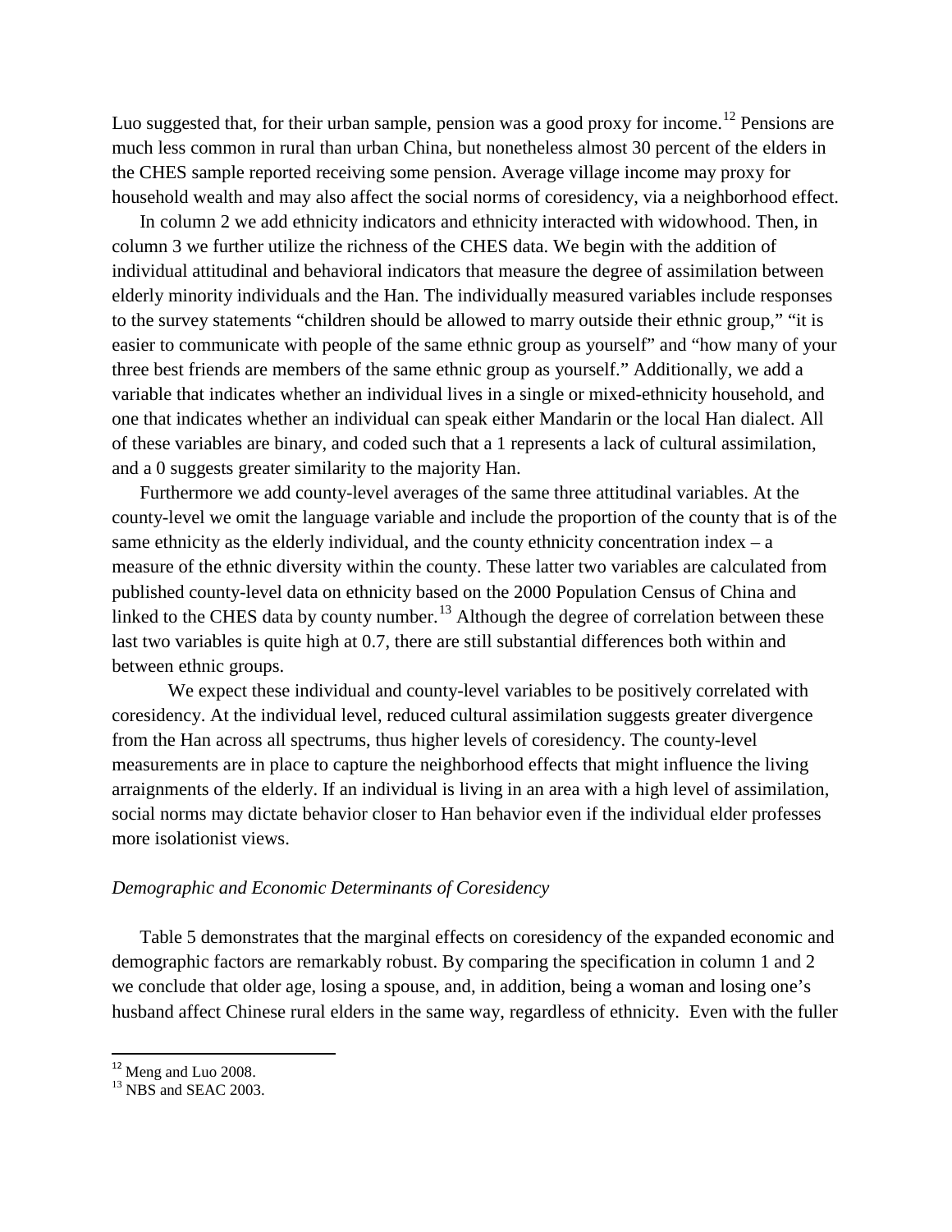Luo suggested that, for their urban sample, pension was a good proxy for income.[12] Pensions are much less common in rural than urban China, but nonetheless almost 30 percent of the elders in the CHES sample reported receiving some pension. Average village income may proxy for household wealth and may also affect the social norms of coresidency, via a neighborhood effect.

In column 2 we add ethnicity indicators and ethnicity interacted with widowhood. Then, in column 3 we further utilize the richness of the CHES data. We begin with the addition of individual attitudinal and behavioral indicators that measure the degree of assimilation between elderly minority individuals and the Han. The individually measured variables include responses to the survey statements "children should be allowed to marry outside their ethnic group," "it is easier to communicate with people of the same ethnic group as yourself" and "how many of your three best friends are members of the same ethnic group as yourself." Additionally, we add a variable that indicates whether an individual lives in a single or mixed-ethnicity household, and one that indicates whether an individual can speak either Mandarin or the local Han dialect. All of these variables are binary, and coded such that a 1 represents a lack of cultural assimilation, and a 0 suggests greater similarity to the majority Han.

Furthermore we add county-level averages of the same three attitudinal variables. At the county-level we omit the language variable and include the proportion of the county that is of the same ethnicity as the elderly individual, and the county ethnicity concentration index – a measure of the ethnic diversity within the county. These latter two variables are calculated from published county-level data on ethnicity based on the 2000 Population Census of China and linked to the CHES data by county number.[13] Although the degree of correlation between these last two variables is quite high at 0.7, there are still substantial differences both within and between ethnic groups.

We expect these individual and county-level variables to be positively correlated with coresidency. At the individual level, reduced cultural assimilation suggests greater divergence from the Han across all spectrums, thus higher levels of coresidency. The county-level measurements are in place to capture the neighborhood effects that might influence the living arraignments of the elderly. If an individual is living in an area with a high level of assimilation, social norms may dictate behavior closer to Han behavior even if the individual elder professes more isolationist views.

*Demographic and Economic Determinants of Coresidency*

Table 5 demonstrates that the marginal effects on coresidency of the expanded economic and demographic factors are remarkably robust. By comparing the specification in column 1 and 2 we conclude that older age, losing a spouse, and, in addition, being a woman and losing one's husband affect Chinese rural elders in the same way, regardless of ethnicity. Even with the fuller

[12] Meng and Luo 2008.

[13] NBS and SEAC 2003.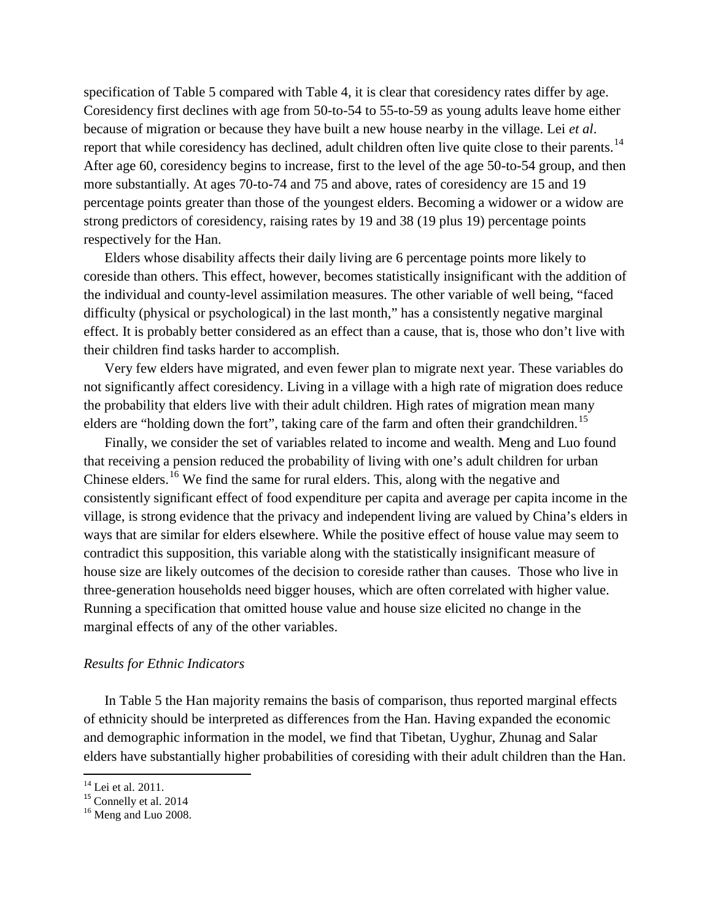specification of Table 5 compared with Table 4, it is clear that coresidency rates differ by age. Coresidency first declines with age from 50-to-54 to 55-to-59 as young adults leave home either because of migration or because they have built a new house nearby in the village. Lei *et al*. report that while coresidency has declined, adult children often live quite close to their parents.[14] After age 60, coresidency begins to increase, first to the level of the age 50-to-54 group, and then more substantially. At ages 70-to-74 and 75 and above, rates of coresidency are 15 and 19 percentage points greater than those of the youngest elders. Becoming a widower or a widow are strong predictors of coresidency, raising rates by 19 and 38 (19 plus 19) percentage points respectively for the Han.

Elders whose disability affects their daily living are 6 percentage points more likely to coreside than others. This effect, however, becomes statistically insignificant with the addition of the individual and county-level assimilation measures. The other variable of well being, "faced difficulty (physical or psychological) in the last month," has a consistently negative marginal effect. It is probably better considered as an effect than a cause, that is, those who don't live with their children find tasks harder to accomplish.

Very few elders have migrated, and even fewer plan to migrate next year. These variables do not significantly affect coresidency. Living in a village with a high rate of migration does reduce the probability that elders live with their adult children. High rates of migration mean many elders are "holding down the fort", taking care of the farm and often their grandchildren.[15]

Finally, we consider the set of variables related to income and wealth. Meng and Luo found that receiving a pension reduced the probability of living with one's adult children for urban Chinese elders.[16] We find the same for rural elders. This, along with the negative and consistently significant effect of food expenditure per capita and average per capita income in the village, is strong evidence that the privacy and independent living are valued by China's elders in ways that are similar for elders elsewhere. While the positive effect of house value may seem to contradict this supposition, this variable along with the statistically insignificant measure of house size are likely outcomes of the decision to coreside rather than causes. Those who live in three-generation households need bigger houses, which are often correlated with higher value. Running a specification that omitted house value and house size elicited no change in the marginal effects of any of the other variables.

### *Results for Ethnic Indicators*

In Table 5 the Han majority remains the basis of comparison, thus reported marginal effects of ethnicity should be interpreted as differences from the Han. Having expanded the economic and demographic information in the model, we find that Tibetan, Uyghur, Zhunag and Salar elders have substantially higher probabilities of coresiding with their adult children than the Han.

---

[14] Lei et al. 2011.

[15] Connelly et al. 2014

[16] Meng and Luo 2008.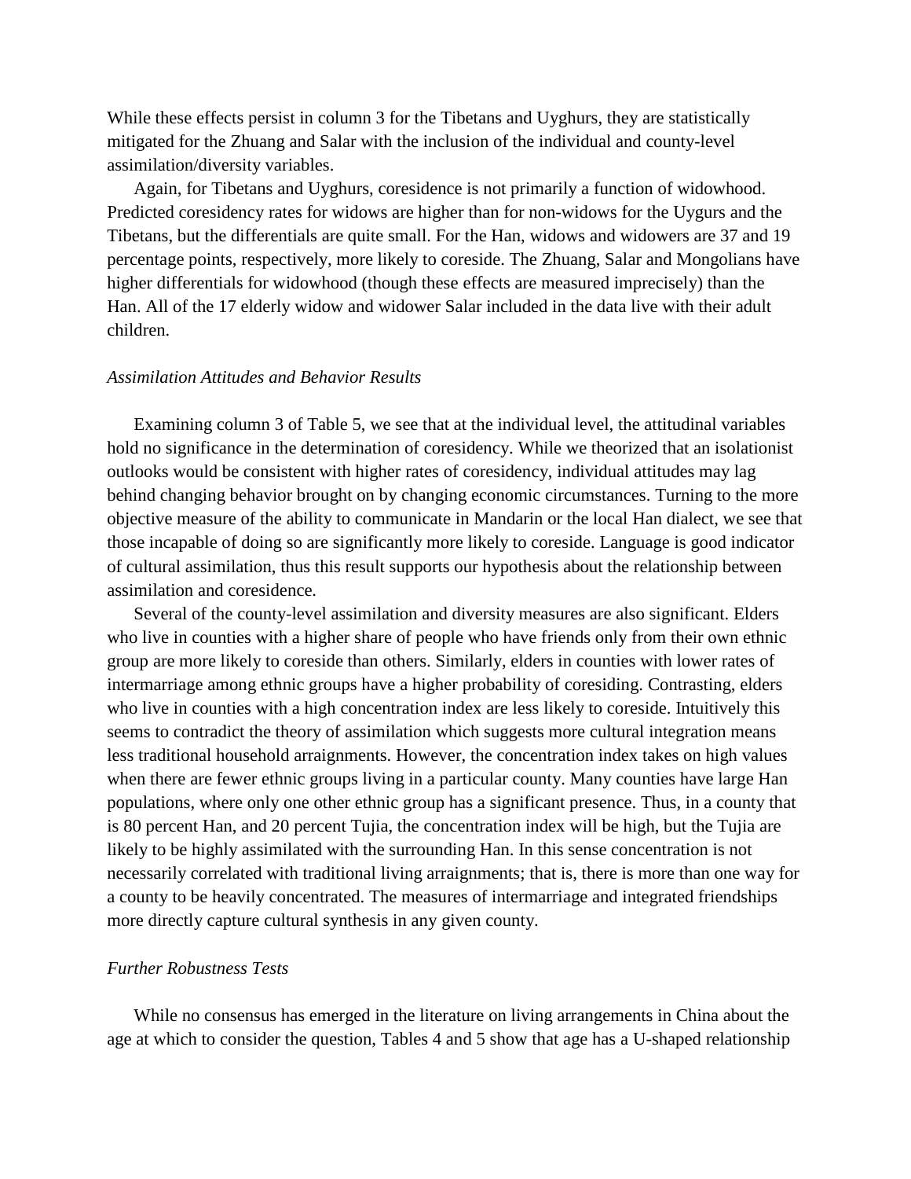While these effects persist in column 3 for the Tibetans and Uyghurs, they are statistically mitigated for the Zhuang and Salar with the inclusion of the individual and county-level assimilation/diversity variables.

Again, for Tibetans and Uyghurs, coresidence is not primarily a function of widowhood. Predicted coresidency rates for widows are higher than for non-widows for the Uygurs and the Tibetans, but the differentials are quite small. For the Han, widows and widowers are 37 and 19 percentage points, respectively, more likely to coreside. The Zhuang, Salar and Mongolians have higher differentials for widowhood (though these effects are measured imprecisely) than the Han. All of the 17 elderly widow and widower Salar included in the data live with their adult children.

*Assimilation Attitudes and Behavior Results*

Examining column 3 of Table 5, we see that at the individual level, the attitudinal variables hold no significance in the determination of coresidency. While we theorized that an isolationist outlooks would be consistent with higher rates of coresidency, individual attitudes may lag behind changing behavior brought on by changing economic circumstances. Turning to the more objective measure of the ability to communicate in Mandarin or the local Han dialect, we see that those incapable of doing so are significantly more likely to coreside. Language is good indicator of cultural assimilation, thus this result supports our hypothesis about the relationship between assimilation and coresidence.

Several of the county-level assimilation and diversity measures are also significant. Elders who live in counties with a higher share of people who have friends only from their own ethnic group are more likely to coreside than others. Similarly, elders in counties with lower rates of intermarriage among ethnic groups have a higher probability of coresiding. Contrasting, elders who live in counties with a high concentration index are less likely to coreside. Intuitively this seems to contradict the theory of assimilation which suggests more cultural integration means less traditional household arraignments. However, the concentration index takes on high values when there are fewer ethnic groups living in a particular county. Many counties have large Han populations, where only one other ethnic group has a significant presence. Thus, in a county that is 80 percent Han, and 20 percent Tujia, the concentration index will be high, but the Tujia are likely to be highly assimilated with the surrounding Han. In this sense concentration is not necessarily correlated with traditional living arraignments; that is, there is more than one way for a county to be heavily concentrated. The measures of intermarriage and integrated friendships more directly capture cultural synthesis in any given county.

*Further Robustness Tests*

While no consensus has emerged in the literature on living arrangements in China about the age at which to consider the question, Tables 4 and 5 show that age has a U-shaped relationship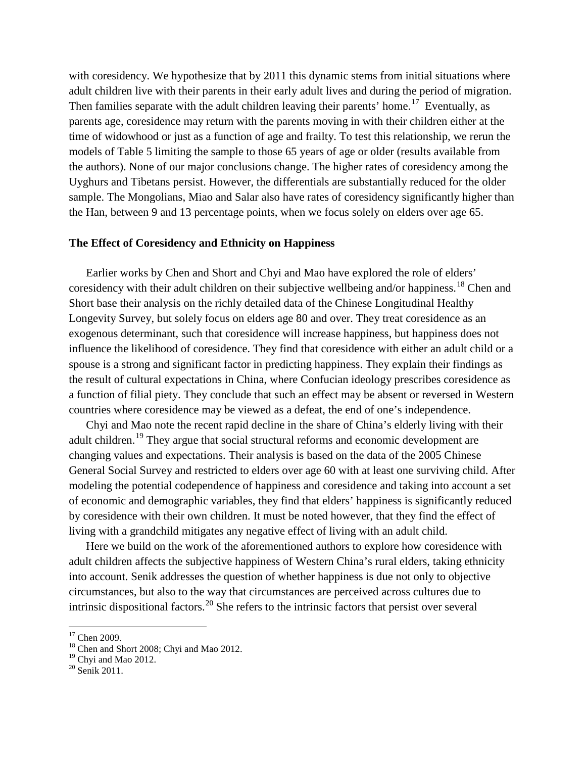with coresidency. We hypothesize that by 2011 this dynamic stems from initial situations where adult children live with their parents in their early adult lives and during the period of migration. Then families separate with the adult children leaving their parents' home.[17] Eventually, as parents age, coresidence may return with the parents moving in with their children either at the time of widowhood or just as a function of age and frailty. To test this relationship, we rerun the models of Table 5 limiting the sample to those 65 years of age or older (results available from the authors). None of our major conclusions change. The higher rates of coresidency among the Uyghurs and Tibetans persist. However, the differentials are substantially reduced for the older sample. The Mongolians, Miao and Salar also have rates of coresidency significantly higher than the Han, between 9 and 13 percentage points, when we focus solely on elders over age 65.

### The Effect of Coresidency and Ethnicity on Happiness

Earlier works by Chen and Short and Chyi and Mao have explored the role of elders' coresidency with their adult children on their subjective wellbeing and/or happiness.[18] Chen and Short base their analysis on the richly detailed data of the Chinese Longitudinal Healthy Longevity Survey, but solely focus on elders age 80 and over. They treat coresidence as an exogenous determinant, such that coresidence will increase happiness, but happiness does not influence the likelihood of coresidence. They find that coresidence with either an adult child or a spouse is a strong and significant factor in predicting happiness. They explain their findings as the result of cultural expectations in China, where Confucian ideology prescribes coresidence as a function of filial piety. They conclude that such an effect may be absent or reversed in Western countries where coresidence may be viewed as a defeat, the end of one's independence.

Chyi and Mao note the recent rapid decline in the share of China's elderly living with their adult children.[19] They argue that social structural reforms and economic development are changing values and expectations. Their analysis is based on the data of the 2005 Chinese General Social Survey and restricted to elders over age 60 with at least one surviving child. After modeling the potential codependence of happiness and coresidence and taking into account a set of economic and demographic variables, they find that elders' happiness is significantly reduced by coresidence with their own children. It must be noted however, that they find the effect of living with a grandchild mitigates any negative effect of living with an adult child.

Here we build on the work of the aforementioned authors to explore how coresidence with adult children affects the subjective happiness of Western China's rural elders, taking ethnicity into account. Senik addresses the question of whether happiness is due not only to objective circumstances, but also to the way that circumstances are perceived across cultures due to intrinsic dispositional factors.[20] She refers to the intrinsic factors that persist over several

---

[17] Chen 2009.

[18] Chen and Short 2008; Chyi and Mao 2012.

[19] Chyi and Mao 2012.

[20] Senik 2011.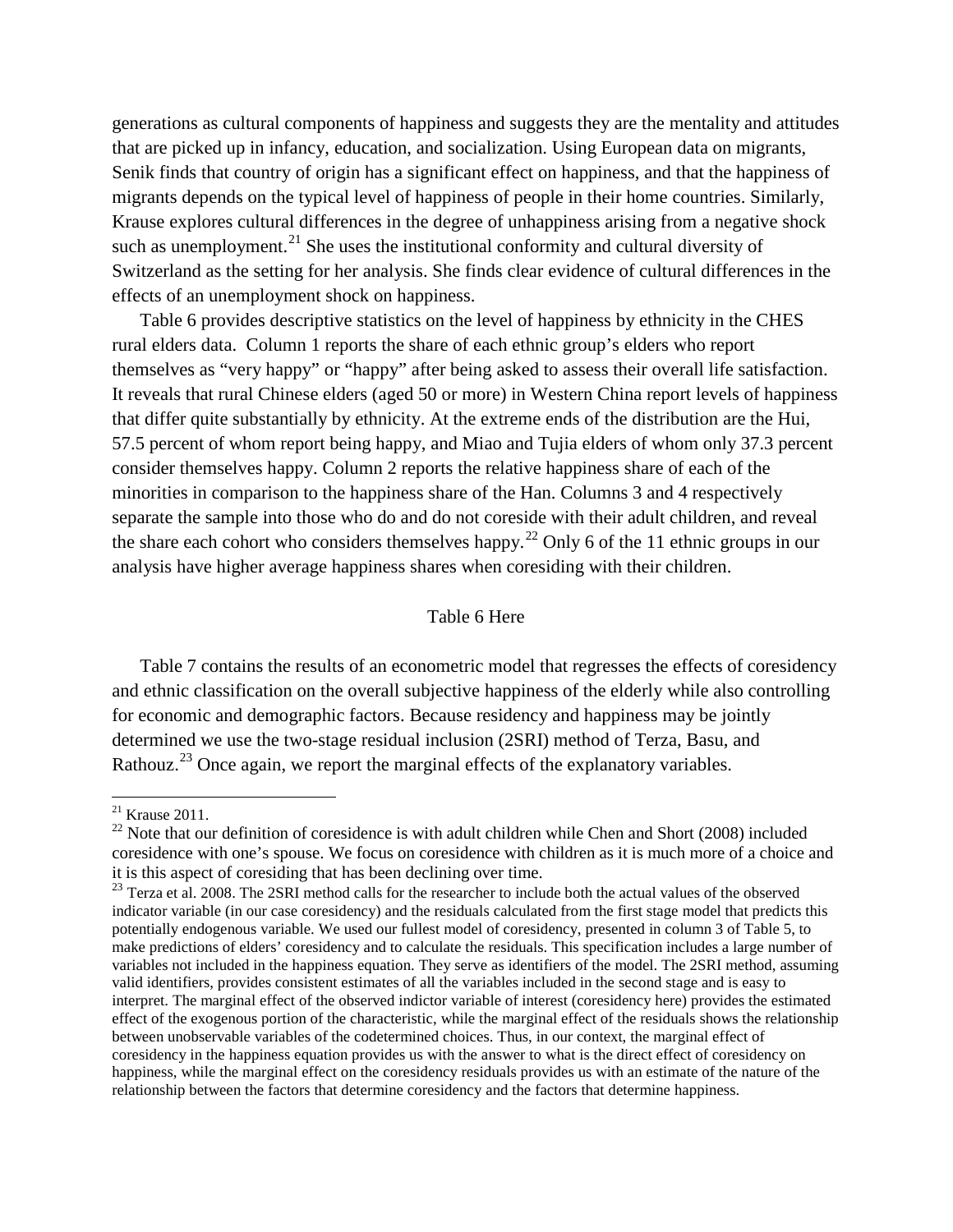generations as cultural components of happiness and suggests they are the mentality and attitudes that are picked up in infancy, education, and socialization. Using European data on migrants, Senik finds that country of origin has a significant effect on happiness, and that the happiness of migrants depends on the typical level of happiness of people in their home countries. Similarly, Krause explores cultural differences in the degree of unhappiness arising from a negative shock such as unemployment.[21] She uses the institutional conformity and cultural diversity of Switzerland as the setting for her analysis. She finds clear evidence of cultural differences in the effects of an unemployment shock on happiness.

Table 6 provides descriptive statistics on the level of happiness by ethnicity in the CHES rural elders data. Column 1 reports the share of each ethnic group's elders who report themselves as "very happy" or "happy" after being asked to assess their overall life satisfaction. It reveals that rural Chinese elders (aged 50 or more) in Western China report levels of happiness that differ quite substantially by ethnicity. At the extreme ends of the distribution are the Hui, 57.5 percent of whom report being happy, and Miao and Tujia elders of whom only 37.3 percent consider themselves happy. Column 2 reports the relative happiness share of each of the minorities in comparison to the happiness share of the Han. Columns 3 and 4 respectively separate the sample into those who do and do not coreside with their adult children, and reveal the share each cohort who considers themselves happy.[22] Only 6 of the 11 ethnic groups in our analysis have higher average happiness shares when coresiding with their children.

Table 6 Here

Table 7 contains the results of an econometric model that regresses the effects of coresidency and ethnic classification on the overall subjective happiness of the elderly while also controlling for economic and demographic factors. Because residency and happiness may be jointly determined we use the two-stage residual inclusion (2SRI) method of Terza, Basu, and Rathouz.[23] Once again, we report the marginal effects of the explanatory variables.

---

[21] Krause 2011.

[22] Note that our definition of coresidence is with adult children while Chen and Short (2008) included coresidence with one's spouse. We focus on coresidence with children as it is much more of a choice and it is this aspect of coresiding that has been declining over time.

[23] Terza et al. 2008. The 2SRI method calls for the researcher to include both the actual values of the observed indicator variable (in our case coresidency) and the residuals calculated from the first stage model that predicts this potentially endogenous variable. We used our fullest model of coresidency, presented in column 3 of Table 5, to make predictions of elders' coresidency and to calculate the residuals. This specification includes a large number of variables not included in the happiness equation. They serve as identifiers of the model. The 2SRI method, assuming valid identifiers, provides consistent estimates of all the variables included in the second stage and is easy to interpret. The marginal effect of the observed indictor variable of interest (coresidency here) provides the estimated effect of the exogenous portion of the characteristic, while the marginal effect of the residuals shows the relationship between unobservable variables of the codetermined choices. Thus, in our context, the marginal effect of coresidency in the happiness equation provides us with the answer to what is the direct effect of coresidency on happiness, while the marginal effect on the coresidency residuals provides us with an estimate of the nature of the relationship between the factors that determine coresidency and the factors that determine happiness.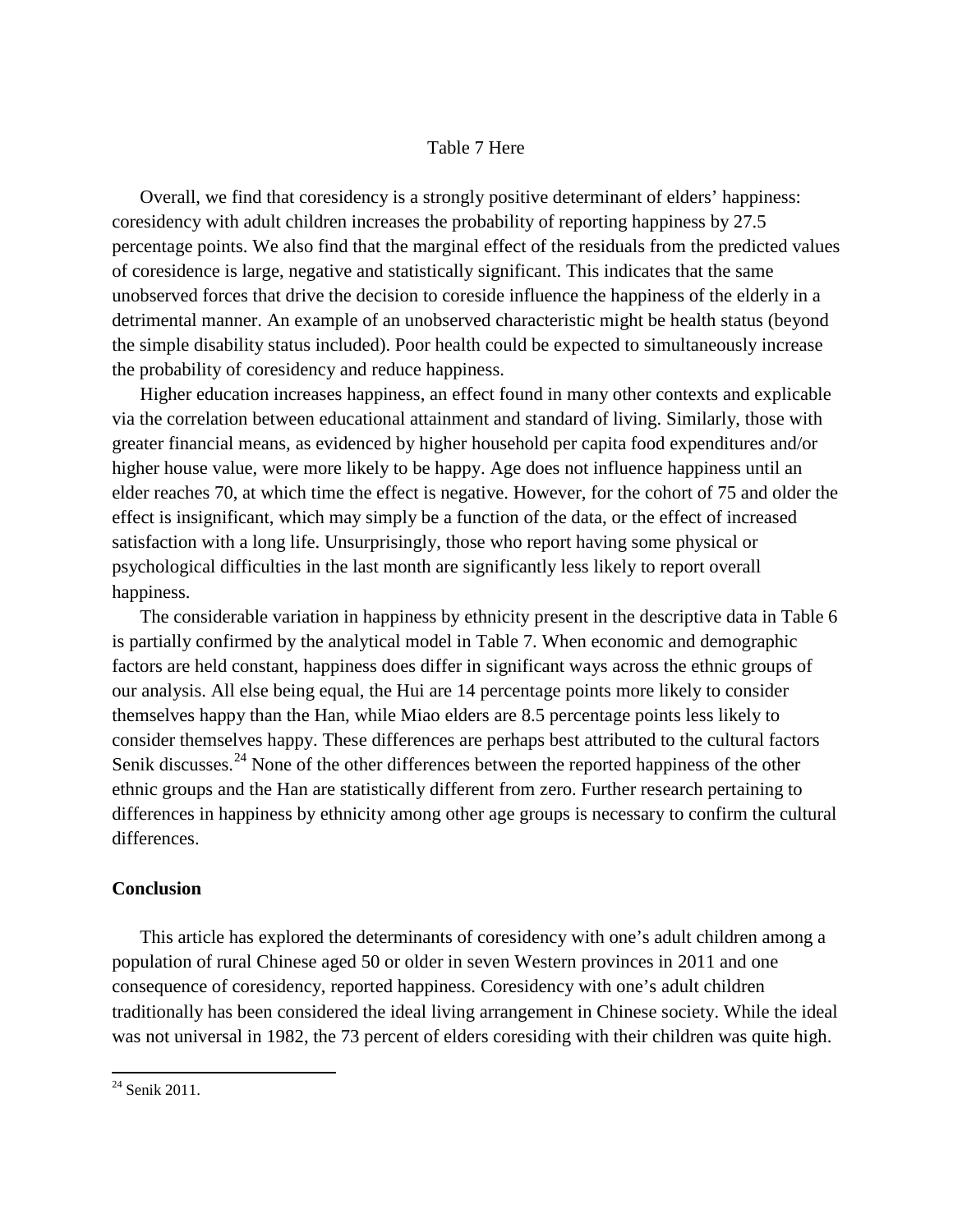Table 7 Here

Overall, we find that coresidency is a strongly positive determinant of elders' happiness: coresidency with adult children increases the probability of reporting happiness by 27.5 percentage points. We also find that the marginal effect of the residuals from the predicted values of coresidence is large, negative and statistically significant. This indicates that the same unobserved forces that drive the decision to coreside influence the happiness of the elderly in a detrimental manner. An example of an unobserved characteristic might be health status (beyond the simple disability status included). Poor health could be expected to simultaneously increase the probability of coresidency and reduce happiness.

Higher education increases happiness, an effect found in many other contexts and explicable via the correlation between educational attainment and standard of living. Similarly, those with greater financial means, as evidenced by higher household per capita food expenditures and/or higher house value, were more likely to be happy. Age does not influence happiness until an elder reaches 70, at which time the effect is negative. However, for the cohort of 75 and older the effect is insignificant, which may simply be a function of the data, or the effect of increased satisfaction with a long life. Unsurprisingly, those who report having some physical or psychological difficulties in the last month are significantly less likely to report overall happiness.

The considerable variation in happiness by ethnicity present in the descriptive data in Table 6 is partially confirmed by the analytical model in Table 7. When economic and demographic factors are held constant, happiness does differ in significant ways across the ethnic groups of our analysis. All else being equal, the Hui are 14 percentage points more likely to consider themselves happy than the Han, while Miao elders are 8.5 percentage points less likely to consider themselves happy. These differences are perhaps best attributed to the cultural factors Senik discusses.[24] None of the other differences between the reported happiness of the other ethnic groups and the Han are statistically different from zero. Further research pertaining to differences in happiness by ethnicity among other age groups is necessary to confirm the cultural differences.

## Conclusion

This article has explored the determinants of coresidency with one's adult children among a population of rural Chinese aged 50 or older in seven Western provinces in 2011 and one consequence of coresidency, reported happiness. Coresidency with one's adult children traditionally has been considered the ideal living arrangement in Chinese society. While the ideal was not universal in 1982, the 73 percent of elders coresiding with their children was quite high.

[24] Senik 2011.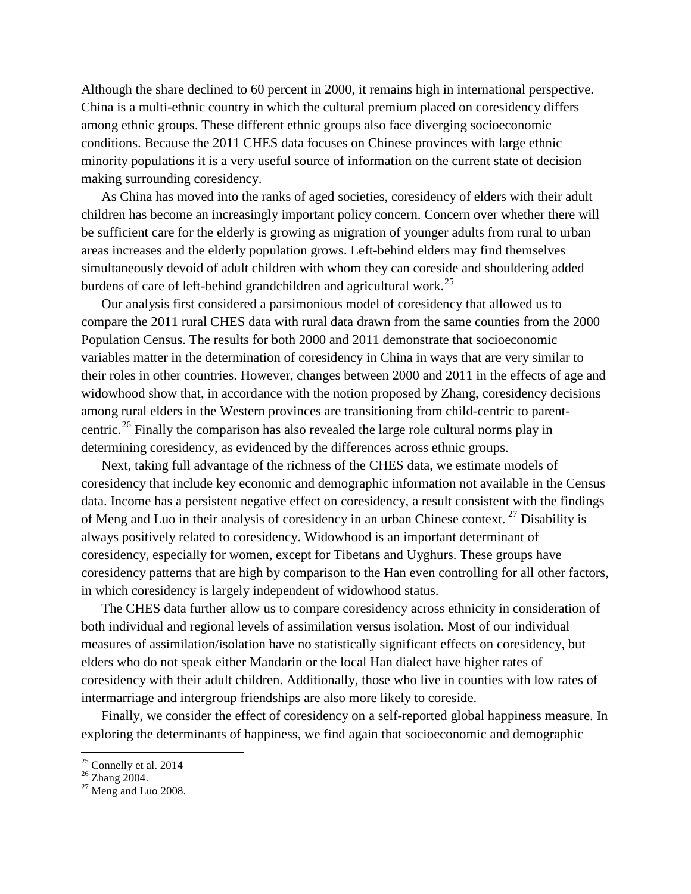Although the share declined to 60 percent in 2000, it remains high in international perspective. China is a multi-ethnic country in which the cultural premium placed on coresidency differs among ethnic groups. These different ethnic groups also face diverging socioeconomic conditions. Because the 2011 CHES data focuses on Chinese provinces with large ethnic minority populations it is a very useful source of information on the current state of decision making surrounding coresidency.

As China has moved into the ranks of aged societies, coresidency of elders with their adult children has become an increasingly important policy concern. Concern over whether there will be sufficient care for the elderly is growing as migration of younger adults from rural to urban areas increases and the elderly population grows. Left-behind elders may find themselves simultaneously devoid of adult children with whom they can coreside and shouldering added burdens of care of left-behind grandchildren and agricultural work.[25]

Our analysis first considered a parsimonious model of coresidency that allowed us to compare the 2011 rural CHES data with rural data drawn from the same counties from the 2000 Population Census. The results for both 2000 and 2011 demonstrate that socioeconomic variables matter in the determination of coresidency in China in ways that are very similar to their roles in other countries. However, changes between 2000 and 2011 in the effects of age and widowhood show that, in accordance with the notion proposed by Zhang, coresidency decisions among rural elders in the Western provinces are transitioning from child-centric to parent-centric.[26] Finally the comparison has also revealed the large role cultural norms play in determining coresidency, as evidenced by the differences across ethnic groups.

Next, taking full advantage of the richness of the CHES data, we estimate models of coresidency that include key economic and demographic information not available in the Census data. Income has a persistent negative effect on coresidency, a result consistent with the findings of Meng and Luo in their analysis of coresidency in an urban Chinese context.[27] Disability is always positively related to coresidency. Widowhood is an important determinant of coresidency, especially for women, except for Tibetans and Uyghurs. These groups have coresidency patterns that are high by comparison to the Han even controlling for all other factors, in which coresidency is largely independent of widowhood status.

The CHES data further allow us to compare coresidency across ethnicity in consideration of both individual and regional levels of assimilation versus isolation. Most of our individual measures of assimilation/isolation have no statistically significant effects on coresidency, but elders who do not speak either Mandarin or the local Han dialect have higher rates of coresidency with their adult children. Additionally, those who live in counties with low rates of intermarriage and intergroup friendships are also more likely to coreside.

Finally, we consider the effect of coresidency on a self-reported global happiness measure. In exploring the determinants of happiness, we find again that socioeconomic and demographic

[25] Connelly et al. 2014
[26] Zhang 2004.
[27] Meng and Luo 2008.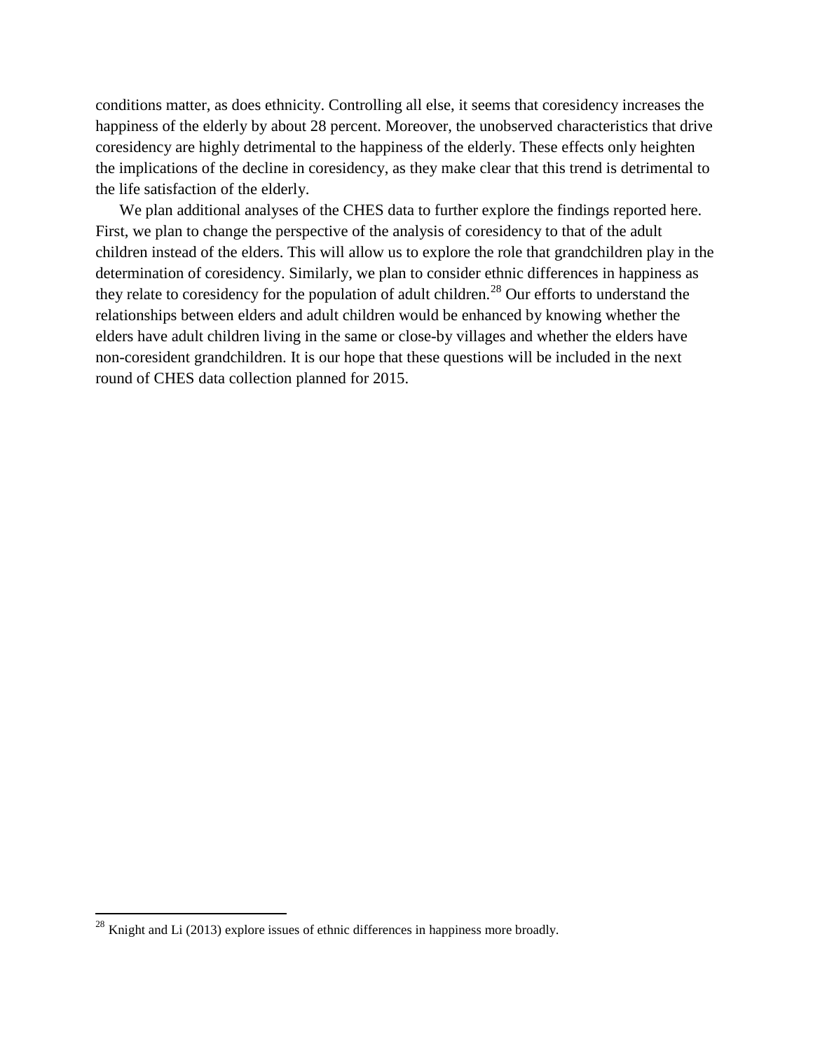conditions matter, as does ethnicity. Controlling all else, it seems that coresidency increases the happiness of the elderly by about 28 percent. Moreover, the unobserved characteristics that drive coresidency are highly detrimental to the happiness of the elderly. These effects only heighten the implications of the decline in coresidency, as they make clear that this trend is detrimental to the life satisfaction of the elderly.

We plan additional analyses of the CHES data to further explore the findings reported here. First, we plan to change the perspective of the analysis of coresidency to that of the adult children instead of the elders. This will allow us to explore the role that grandchildren play in the determination of coresidency. Similarly, we plan to consider ethnic differences in happiness as they relate to coresidency for the population of adult children.[28] Our efforts to understand the relationships between elders and adult children would be enhanced by knowing whether the elders have adult children living in the same or close-by villages and whether the elders have non-coresident grandchildren. It is our hope that these questions will be included in the next round of CHES data collection planned for 2015.

---

[28] Knight and Li (2013) explore issues of ethnic differences in happiness more broadly.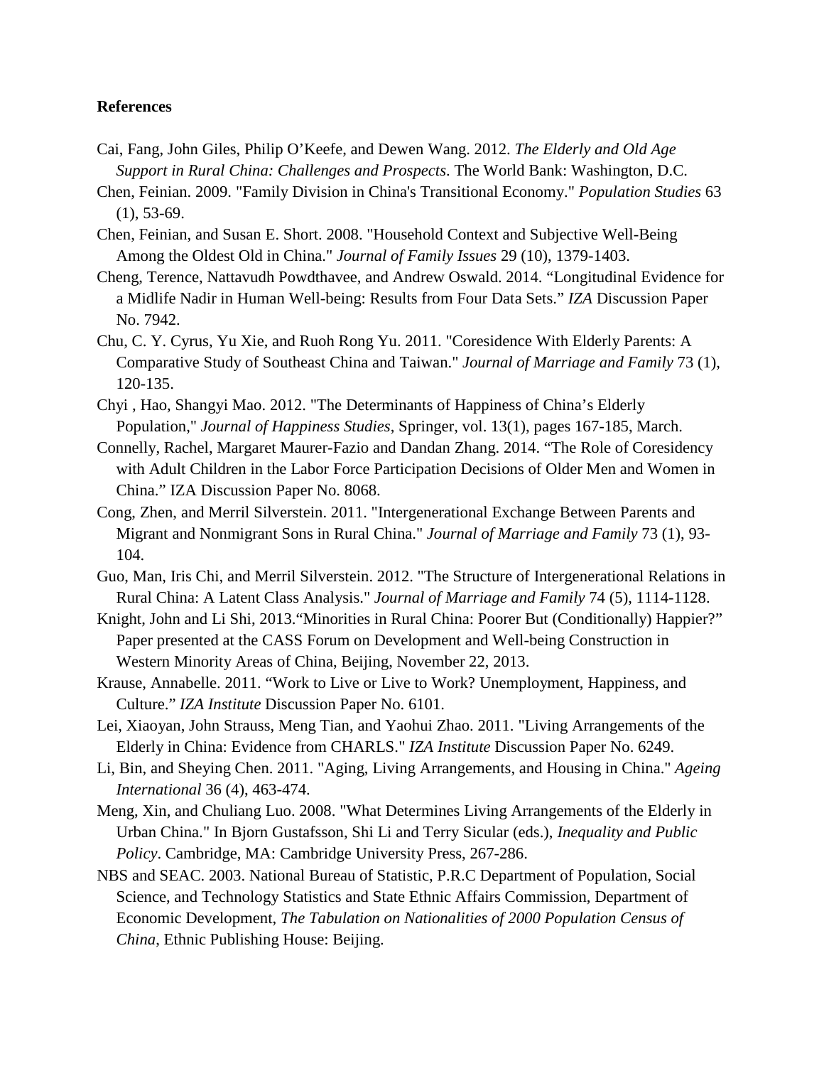**References**

Cai, Fang, John Giles, Philip O'Keefe, and Dewen Wang. 2012. *The Elderly and Old Age Support in Rural China: Challenges and Prospects*. The World Bank: Washington, D.C.

Chen, Feinian. 2009. "Family Division in China's Transitional Economy." *Population Studies* 63 (1), 53-69.

Chen, Feinian, and Susan E. Short. 2008. "Household Context and Subjective Well-Being Among the Oldest Old in China." *Journal of Family Issues* 29 (10), 1379-1403.

Cheng, Terence, Nattavudh Powdthavee, and Andrew Oswald. 2014. "Longitudinal Evidence for a Midlife Nadir in Human Well-being: Results from Four Data Sets." *IZA* Discussion Paper No. 7942.

Chu, C. Y. Cyrus, Yu Xie, and Ruoh Rong Yu. 2011. "Coresidence With Elderly Parents: A Comparative Study of Southeast China and Taiwan." *Journal of Marriage and Family* 73 (1), 120-135.

Chyi , Hao, Shangyi Mao. 2012. "The Determinants of Happiness of China's Elderly Population," *Journal of Happiness Studies*, Springer, vol. 13(1), pages 167-185, March.

Connelly, Rachel, Margaret Maurer-Fazio and Dandan Zhang. 2014. "The Role of Coresidency with Adult Children in the Labor Force Participation Decisions of Older Men and Women in China." IZA Discussion Paper No. 8068.

Cong, Zhen, and Merril Silverstein. 2011. "Intergenerational Exchange Between Parents and Migrant and Nonmigrant Sons in Rural China." *Journal of Marriage and Family* 73 (1), 93-104.

Guo, Man, Iris Chi, and Merril Silverstein. 2012. "The Structure of Intergenerational Relations in Rural China: A Latent Class Analysis." *Journal of Marriage and Family* 74 (5), 1114-1128.

Knight, John and Li Shi, 2013."Minorities in Rural China: Poorer But (Conditionally) Happier?" Paper presented at the CASS Forum on Development and Well-being Construction in Western Minority Areas of China, Beijing, November 22, 2013.

Krause, Annabelle. 2011. "Work to Live or Live to Work? Unemployment, Happiness, and Culture." *IZA Institute* Discussion Paper No. 6101.

Lei, Xiaoyan, John Strauss, Meng Tian, and Yaohui Zhao. 2011. "Living Arrangements of the Elderly in China: Evidence from CHARLS." *IZA Institute* Discussion Paper No. 6249.

Li, Bin, and Sheying Chen. 2011. "Aging, Living Arrangements, and Housing in China." *Ageing International* 36 (4), 463-474.

Meng, Xin, and Chuliang Luo. 2008. "What Determines Living Arrangements of the Elderly in Urban China." In Bjorn Gustafsson, Shi Li and Terry Sicular (eds.), *Inequality and Public Policy*. Cambridge, MA: Cambridge University Press, 267-286.

NBS and SEAC. 2003. National Bureau of Statistic, P.R.C Department of Population, Social Science, and Technology Statistics and State Ethnic Affairs Commission, Department of Economic Development, *The Tabulation on Nationalities of 2000 Population Census of China*, Ethnic Publishing House: Beijing.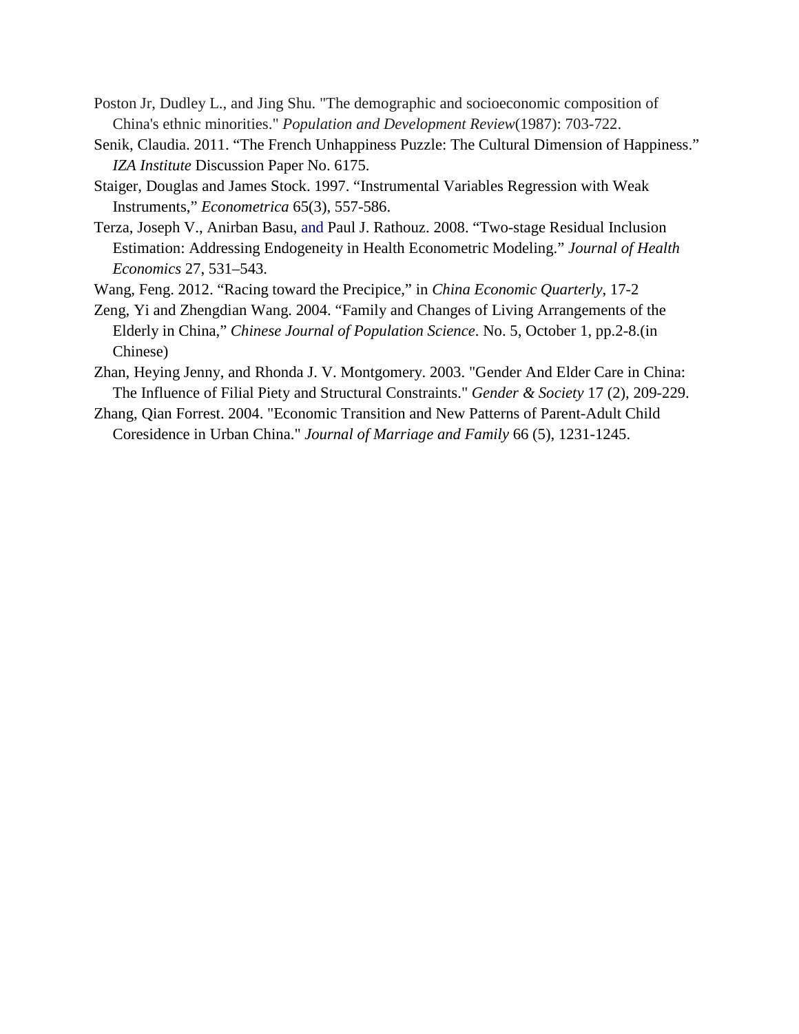Poston Jr, Dudley L., and Jing Shu. "The demographic and socioeconomic composition of China's ethnic minorities." *Population and Development Review*(1987): 703-722.

Senik, Claudia. 2011. "The French Unhappiness Puzzle: The Cultural Dimension of Happiness." *IZA Institute* Discussion Paper No. 6175.

Staiger, Douglas and James Stock. 1997. "Instrumental Variables Regression with Weak Instruments," *Econometrica* 65(3), 557-586.

Terza, Joseph V., Anirban Basu, and Paul J. Rathouz. 2008. "Two-stage Residual Inclusion Estimation: Addressing Endogeneity in Health Econometric Modeling." *Journal of Health Economics* 27, 531–543.

Wang, Feng. 2012. "Racing toward the Precipice," in *China Economic Quarterly*, 17-2

Zeng, Yi and Zhengdian Wang. 2004. "Family and Changes of Living Arrangements of the Elderly in China," *Chinese Journal of Population Science*. No. 5, October 1, pp.2-8.(in Chinese)

Zhan, Heying Jenny, and Rhonda J. V. Montgomery. 2003. "Gender And Elder Care in China: The Influence of Filial Piety and Structural Constraints." *Gender & Society* 17 (2), 209-229.

Zhang, Qian Forrest. 2004. "Economic Transition and New Patterns of Parent-Adult Child Coresidence in Urban China." *Journal of Marriage and Family* 66 (5), 1231-1245.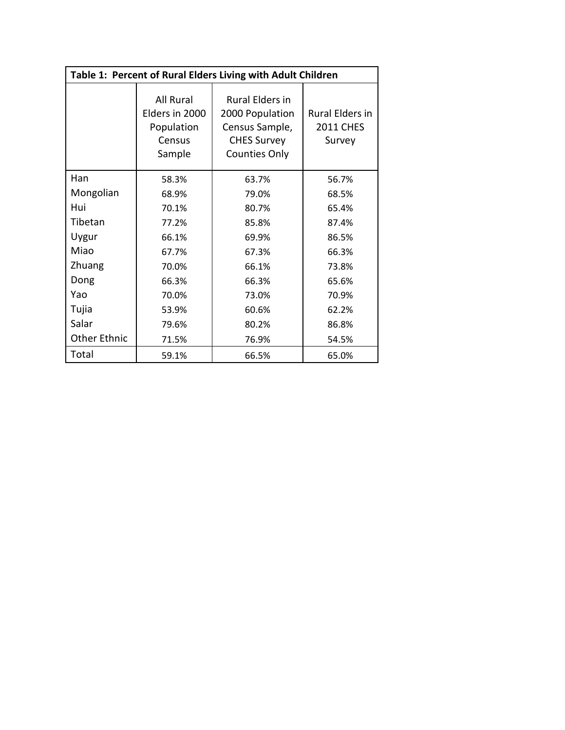**Table 1: Percent of Rural Elders Living with Adult Children**

| | All Rural Elders in 2000 Population Census Sample | Rural Elders in 2000 Population Census Sample, CHES Survey Counties Only | Rural Elders in 2011 CHES Survey |
|---|---|---|---|
| Han | 58.3% | 63.7% | 56.7% |
| Mongolian | 68.9% | 79.0% | 68.5% |
| Hui | 70.1% | 80.7% | 65.4% |
| Tibetan | 77.2% | 85.8% | 87.4% |
| Uygur | 66.1% | 69.9% | 86.5% |
| Miao | 67.7% | 67.3% | 66.3% |
| Zhuang | 70.0% | 66.1% | 73.8% |
| Dong | 66.3% | 66.3% | 65.6% |
| Yao | 70.0% | 73.0% | 70.9% |
| Tujia | 53.9% | 60.6% | 62.2% |
| Salar | 79.6% | 80.2% | 86.8% |
| Other Ethnic | 71.5% | 76.9% | 54.5% |
| Total | 59.1% | 66.5% | 65.0% |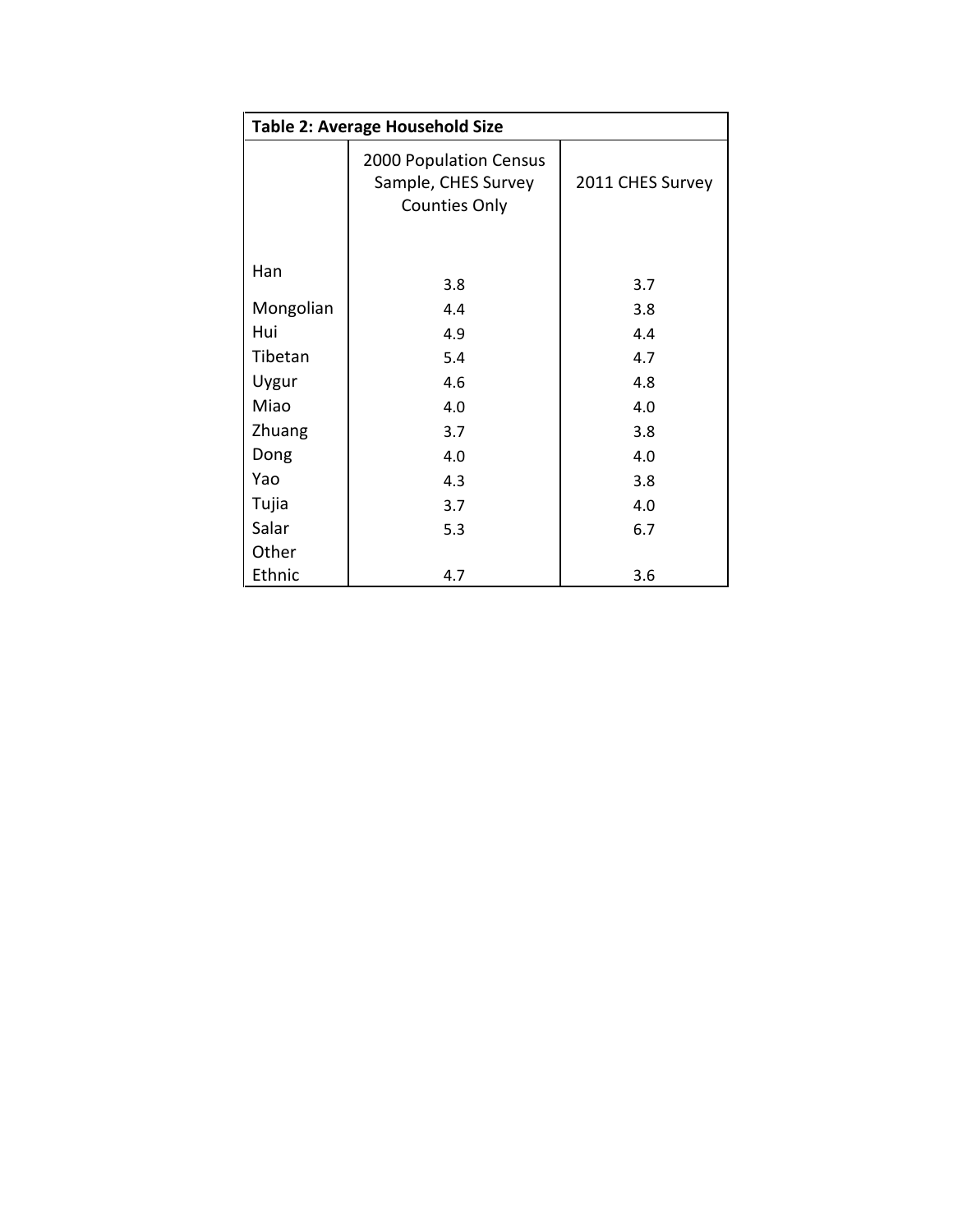**Table 2: Average Household Size**

| | 2000 Population Census Sample, CHES Survey Counties Only | 2011 CHES Survey |
|---|---|---|
| Han | 3.8 | 3.7 |
| Mongolian | 4.4 | 3.8 |
| Hui | 4.9 | 4.4 |
| Tibetan | 5.4 | 4.7 |
| Uygur | 4.6 | 4.8 |
| Miao | 4.0 | 4.0 |
| Zhuang | 3.7 | 3.8 |
| Dong | 4.0 | 4.0 |
| Yao | 4.3 | 3.8 |
| Tujia | 3.7 | 4.0 |
| Salar | 5.3 | 6.7 |
| Other Ethnic | 4.7 | 3.6 |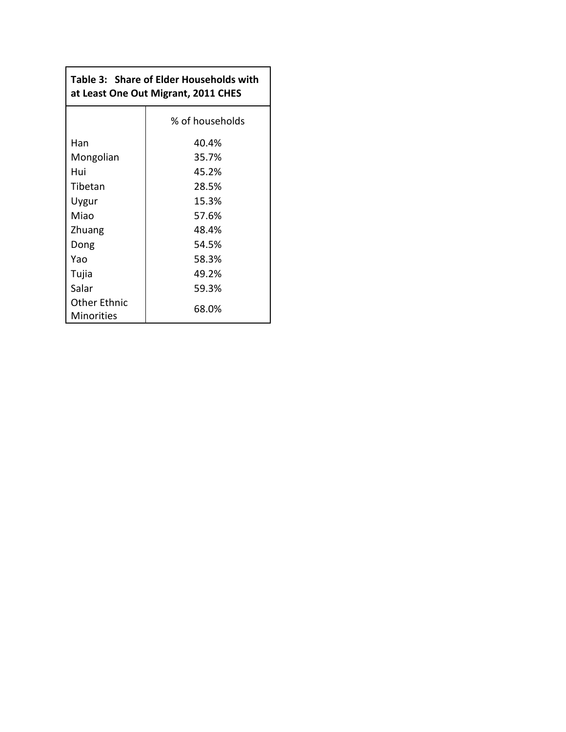**Table 3: Share of Elder Households with at Least One Out Migrant, 2011 CHES**

| | % of households |
|---|---|
| Han | 40.4% |
| Mongolian | 35.7% |
| Hui | 45.2% |
| Tibetan | 28.5% |
| Uygur | 15.3% |
| Miao | 57.6% |
| Zhuang | 48.4% |
| Dong | 54.5% |
| Yao | 58.3% |
| Tujia | 49.2% |
| Salar | 59.3% |
| Other Ethnic Minorities | 68.0% |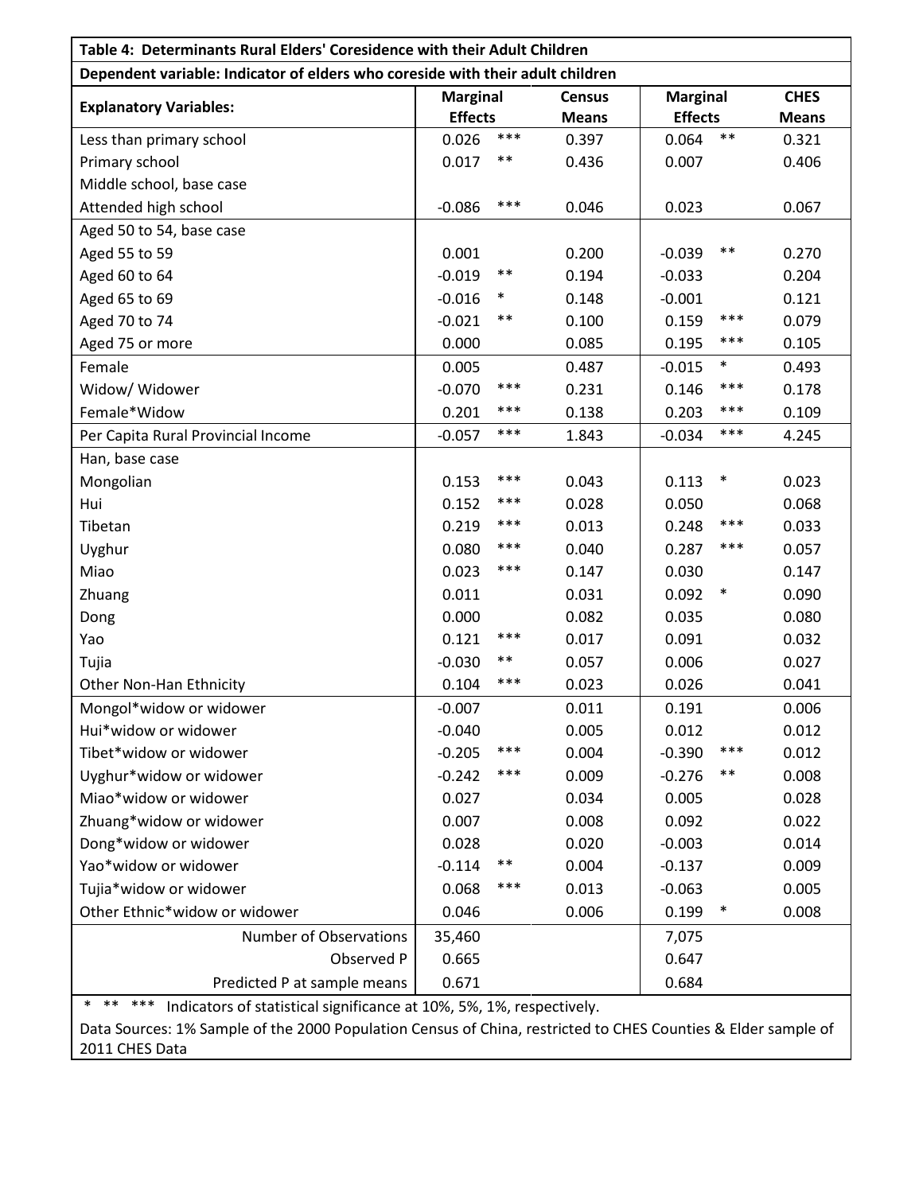**Table 4: Determinants Rural Elders' Coresidence with their Adult Children**

**Dependent variable: Indicator of elders who coreside with their adult children**

| Explanatory Variables: | Marginal Effects | | Census Means | Marginal Effects | | CHES Means |
|---|---|---|---|---|---|---|
| Less than primary school | 0.026 | *** | 0.397 | 0.064 | ** | 0.321 |
| Primary school | 0.017 | ** | 0.436 | 0.007 | | 0.406 |
| Middle school, base case | | | | | | |
| Attended high school | -0.086 | *** | 0.046 | 0.023 | | 0.067 |
| Aged 50 to 54, base case | | | | | | |
| Aged 55 to 59 | 0.001 | | 0.200 | -0.039 | ** | 0.270 |
| Aged 60 to 64 | -0.019 | ** | 0.194 | -0.033 | | 0.204 |
| Aged 65 to 69 | -0.016 | * | 0.148 | -0.001 | | 0.121 |
| Aged 70 to 74 | -0.021 | ** | 0.100 | 0.159 | *** | 0.079 |
| Aged 75 or more | 0.000 | | 0.085 | 0.195 | *** | 0.105 |
| Female | 0.005 | | 0.487 | -0.015 | * | 0.493 |
| Widow/ Widower | -0.070 | *** | 0.231 | 0.146 | *** | 0.178 |
| Female*Widow | 0.201 | *** | 0.138 | 0.203 | *** | 0.109 |
| Per Capita Rural Provincial Income | -0.057 | *** | 1.843 | -0.034 | *** | 4.245 |
| Han, base case | | | | | | |
| Mongolian | 0.153 | *** | 0.043 | 0.113 | * | 0.023 |
| Hui | 0.152 | *** | 0.028 | 0.050 | | 0.068 |
| Tibetan | 0.219 | *** | 0.013 | 0.248 | *** | 0.033 |
| Uyghur | 0.080 | *** | 0.040 | 0.287 | *** | 0.057 |
| Miao | 0.023 | *** | 0.147 | 0.030 | | 0.147 |
| Zhuang | 0.011 | | 0.031 | 0.092 | * | 0.090 |
| Dong | 0.000 | | 0.082 | 0.035 | | 0.080 |
| Yao | 0.121 | *** | 0.017 | 0.091 | | 0.032 |
| Tujia | -0.030 | ** | 0.057 | 0.006 | | 0.027 |
| Other Non-Han Ethnicity | 0.104 | *** | 0.023 | 0.026 | | 0.041 |
| Mongol*widow or widower | -0.007 | | 0.011 | 0.191 | | 0.006 |
| Hui*widow or widower | -0.040 | | 0.005 | 0.012 | | 0.012 |
| Tibet*widow or widower | -0.205 | *** | 0.004 | -0.390 | *** | 0.012 |
| Uyghur*widow or widower | -0.242 | *** | 0.009 | -0.276 | ** | 0.008 |
| Miao*widow or widower | 0.027 | | 0.034 | 0.005 | | 0.028 |
| Zhuang*widow or widower | 0.007 | | 0.008 | 0.092 | | 0.022 |
| Dong*widow or widower | 0.028 | | 0.020 | -0.003 | | 0.014 |
| Yao*widow or widower | -0.114 | ** | 0.004 | -0.137 | | 0.009 |
| Tujia*widow or widower | 0.068 | *** | 0.013 | -0.063 | | 0.005 |
| Other Ethnic*widow or widower | 0.046 | | 0.006 | 0.199 | * | 0.008 |
| Number of Observations | 35,460 | | | 7,075 | | |
| Observed P | 0.665 | | | 0.647 | | |
| Predicted P at sample means | 0.671 | | | 0.684 | | |

\* \*\* \*\*\* Indicators of statistical significance at 10%, 5%, 1%, respectively.

Data Sources: 1% Sample of the 2000 Population Census of China, restricted to CHES Counties & Elder sample of 2011 CHES Data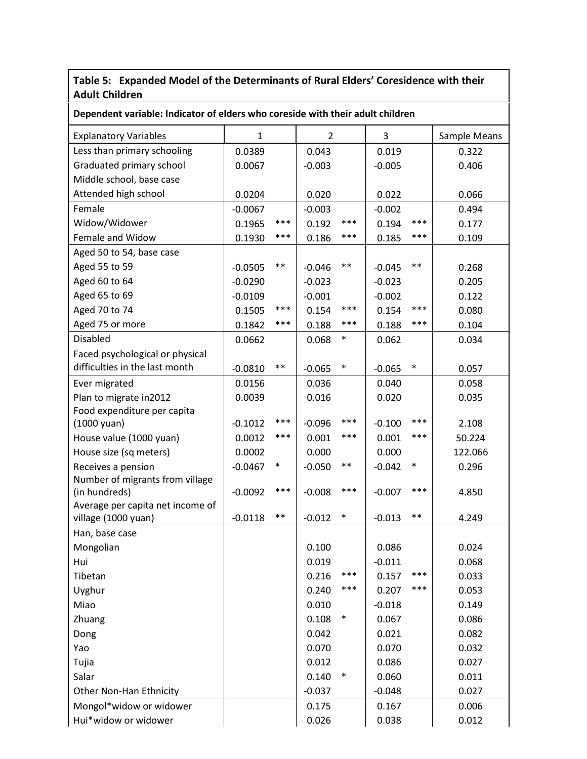**Table 5: Expanded Model of the Determinants of Rural Elders' Coresidence with their Adult Children**

**Dependent variable: Indicator of elders who coreside with their adult children**

| Explanatory Variables | 1 | | 2 | | 3 | | Sample Means |
|---|---|---|---|---|---|---|---|
| Less than primary schooling | 0.0389 | | 0.043 | | 0.019 | | 0.322 |
| Graduated primary school | 0.0067 | | -0.003 | | -0.005 | | 0.406 |
| Middle school, base case | | | | | | | |
| Attended high school | 0.0204 | | 0.020 | | 0.022 | | 0.066 |
| Female | -0.0067 | | -0.003 | | -0.002 | | 0.494 |
| Widow/Widower | 0.1965 | *** | 0.192 | *** | 0.194 | *** | 0.177 |
| Female and Widow | 0.1930 | *** | 0.186 | *** | 0.185 | *** | 0.109 |
| Aged 50 to 54, base case | | | | | | | |
| Aged 55 to 59 | -0.0505 | ** | -0.046 | ** | -0.045 | ** | 0.268 |
| Aged 60 to 64 | -0.0290 | | -0.023 | | -0.023 | | 0.205 |
| Aged 65 to 69 | -0.0109 | | -0.001 | | -0.002 | | 0.122 |
| Aged 70 to 74 | 0.1505 | *** | 0.154 | *** | 0.154 | *** | 0.080 |
| Aged 75 or more | 0.1842 | *** | 0.188 | *** | 0.188 | *** | 0.104 |
| Disabled | 0.0662 | | 0.068 | * | 0.062 | | 0.034 |
| Faced psychological or physical difficulties in the last month | -0.0810 | ** | -0.065 | * | -0.065 | * | 0.057 |
| Ever migrated | 0.0156 | | 0.036 | | 0.040 | | 0.058 |
| Plan to migrate in2012 | 0.0039 | | 0.016 | | 0.020 | | 0.035 |
| Food expenditure per capita (1000 yuan) | -0.1012 | *** | -0.096 | *** | -0.100 | *** | 2.108 |
| House value (1000 yuan) | 0.0012 | *** | 0.001 | *** | 0.001 | *** | 50.224 |
| House size (sq meters) | 0.0002 | | 0.000 | | 0.000 | | 122.066 |
| Receives a pension | -0.0467 | * | -0.050 | ** | -0.042 | * | 0.296 |
| Number of migrants from village (in hundreds) | -0.0092 | *** | -0.008 | *** | -0.007 | *** | 4.850 |
| Average per capita net income of village (1000 yuan) | -0.0118 | ** | -0.012 | * | -0.013 | ** | 4.249 |
| Han, base case | | | | | | | |
| Mongolian | | | 0.100 | | 0.086 | | 0.024 |
| Hui | | | 0.019 | | -0.011 | | 0.068 |
| Tibetan | | | 0.216 | *** | 0.157 | *** | 0.033 |
| Uyghur | | | 0.240 | *** | 0.207 | *** | 0.053 |
| Miao | | | 0.010 | | -0.018 | | 0.149 |
| Zhuang | | | 0.108 | * | 0.067 | | 0.086 |
| Dong | | | 0.042 | | 0.021 | | 0.082 |
| Yao | | | 0.070 | | 0.070 | | 0.032 |
| Tujia | | | 0.012 | | 0.086 | | 0.027 |
| Salar | | | 0.140 | * | 0.060 | | 0.011 |
| Other Non-Han Ethnicity | | | -0.037 | | -0.048 | | 0.027 |
| Mongol*widow or widower | | | 0.175 | | 0.167 | | 0.006 |
| Hui*widow or widower | | | 0.026 | | 0.038 | | 0.012 |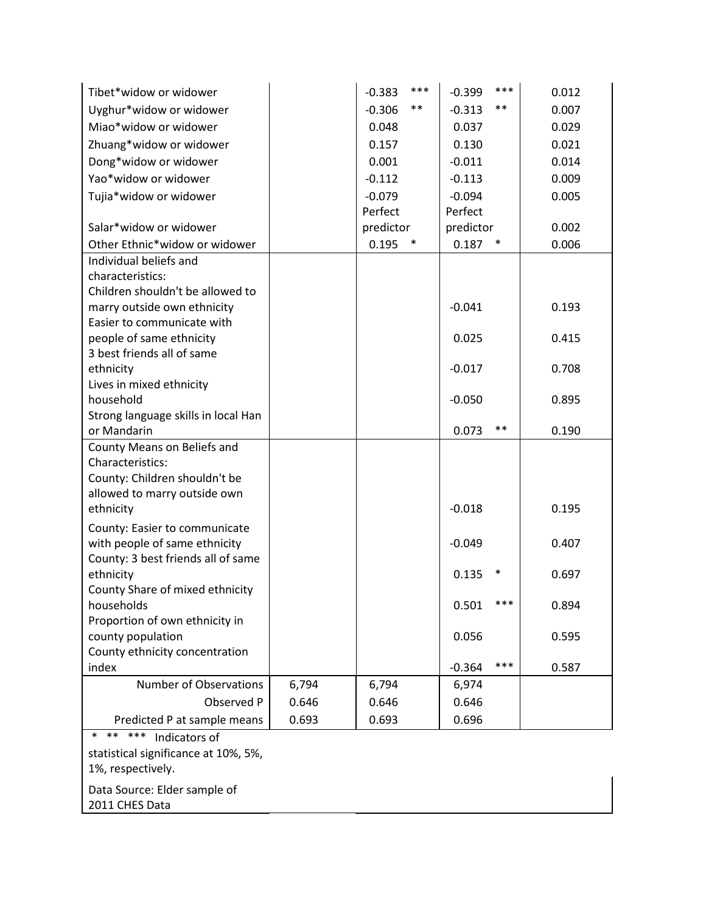| | | | | |
|---|---|---|---|---|
| Tibet*widow or widower | | -0.383 *** | -0.399 *** | 0.012 |
| Uyghur*widow or widower | | -0.306 ** | -0.313 ** | 0.007 |
| Miao*widow or widower | | 0.048 | 0.037 | 0.029 |
| Zhuang*widow or widower | | 0.157 | 0.130 | 0.021 |
| Dong*widow or widower | | 0.001 | -0.011 | 0.014 |
| Yao*widow or widower | | -0.112 | -0.113 | 0.009 |
| Tujia*widow or widower | | -0.079 | -0.094 | 0.005 |
| Salar*widow or widower | | Perfect predictor | Perfect predictor | 0.002 |
| Other Ethnic*widow or widower | | 0.195 * | 0.187 * | 0.006 |
| Individual beliefs and characteristics: | | | | |
| Children shouldn't be allowed to marry outside own ethnicity | | | -0.041 | 0.193 |
| Easier to communicate with people of same ethnicity | | | 0.025 | 0.415 |
| 3 best friends all of same ethnicity | | | -0.017 | 0.708 |
| Lives in mixed ethnicity household | | | -0.050 | 0.895 |
| Strong language skills in local Han or Mandarin | | | 0.073 ** | 0.190 |
| County Means on Beliefs and Characteristics: | | | | |
| County: Children shouldn't be allowed to marry outside own ethnicity | | | -0.018 | 0.195 |
| County: Easier to communicate with people of same ethnicity | | | -0.049 | 0.407 |
| County: 3 best friends all of same ethnicity | | | 0.135 * | 0.697 |
| County Share of mixed ethnicity households | | | 0.501 *** | 0.894 |
| Proportion of own ethnicity in county population | | | 0.056 | 0.595 |
| County ethnicity concentration index | | | -0.364 *** | 0.587 |
| Number of Observations | 6,794 | 6,794 | 6,974 | |
| Observed P | 0.646 | 0.646 | 0.646 | |
| Predicted P at sample means | 0.693 | 0.693 | 0.696 | |

* ** *** Indicators of statistical significance at 10%, 5%, 1%, respectively.

Data Source: Elder sample of 2011 CHES Data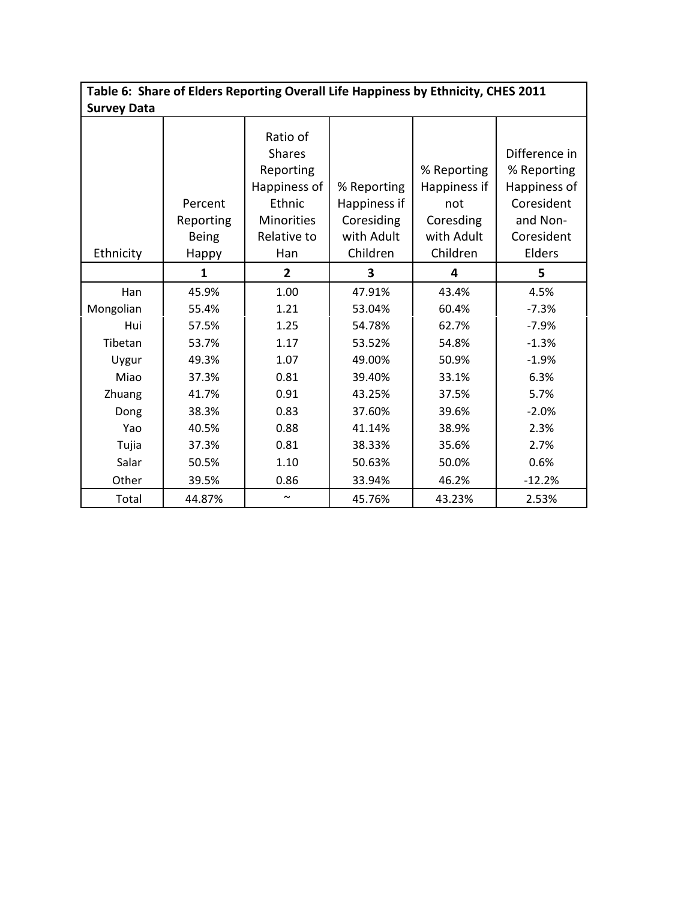**Table 6: Share of Elders Reporting Overall Life Happiness by Ethnicity, CHES 2011 Survey Data**

| Ethnicity | Percent Reporting Being Happy | Ratio of Shares Reporting Happiness of Ethnic Minorities Relative to Han | % Reporting Happiness if Coresiding with Adult Children | % Reporting Happiness if not Coresding with Adult Children | Difference in % Reporting Happiness of Coresident and Non-Coresident Elders |
|---|---|---|---|---|---|
| | 1 | 2 | 3 | 4 | 5 |
| Han | 45.9% | 1.00 | 47.91% | 43.4% | 4.5% |
| Mongolian | 55.4% | 1.21 | 53.04% | 60.4% | -7.3% |
| Hui | 57.5% | 1.25 | 54.78% | 62.7% | -7.9% |
| Tibetan | 53.7% | 1.17 | 53.52% | 54.8% | -1.3% |
| Uygur | 49.3% | 1.07 | 49.00% | 50.9% | -1.9% |
| Miao | 37.3% | 0.81 | 39.40% | 33.1% | 6.3% |
| Zhuang | 41.7% | 0.91 | 43.25% | 37.5% | 5.7% |
| Dong | 38.3% | 0.83 | 37.60% | 39.6% | -2.0% |
| Yao | 40.5% | 0.88 | 41.14% | 38.9% | 2.3% |
| Tujia | 37.3% | 0.81 | 38.33% | 35.6% | 2.7% |
| Salar | 50.5% | 1.10 | 50.63% | 50.0% | 0.6% |
| Other | 39.5% | 0.86 | 33.94% | 46.2% | -12.2% |
| Total | 44.87% | ~ | 45.76% | 43.23% | 2.53% |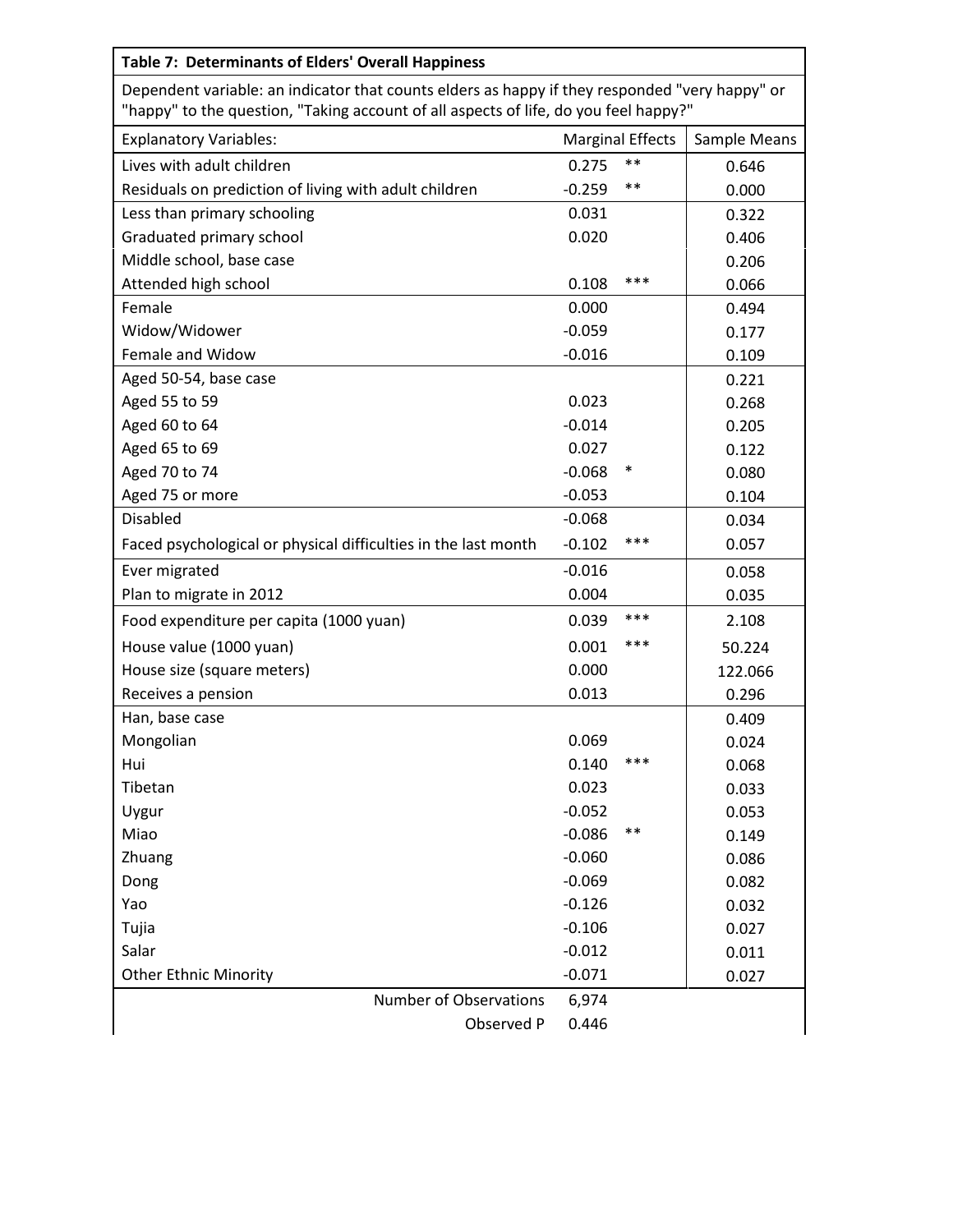**Table 7: Determinants of Elders' Overall Happiness**

Dependent variable: an indicator that counts elders as happy if they responded "very happy" or "happy" to the question, "Taking account of all aspects of life, do you feel happy?"

| Explanatory Variables: | Marginal Effects | | Sample Means |
|---|---|---|---|
| Lives with adult children | 0.275 | ** | 0.646 |
| Residuals on prediction of living with adult children | -0.259 | ** | 0.000 |
| Less than primary schooling | 0.031 | | 0.322 |
| Graduated primary school | 0.020 | | 0.406 |
| Middle school, base case | | | 0.206 |
| Attended high school | 0.108 | *** | 0.066 |
| Female | 0.000 | | 0.494 |
| Widow/Widower | -0.059 | | 0.177 |
| Female and Widow | -0.016 | | 0.109 |
| Aged 50-54, base case | | | 0.221 |
| Aged 55 to 59 | 0.023 | | 0.268 |
| Aged 60 to 64 | -0.014 | | 0.205 |
| Aged 65 to 69 | 0.027 | | 0.122 |
| Aged 70 to 74 | -0.068 | * | 0.080 |
| Aged 75 or more | -0.053 | | 0.104 |
| Disabled | -0.068 | | 0.034 |
| Faced psychological or physical difficulties in the last month | -0.102 | *** | 0.057 |
| Ever migrated | -0.016 | | 0.058 |
| Plan to migrate in 2012 | 0.004 | | 0.035 |
| Food expenditure per capita (1000 yuan) | 0.039 | *** | 2.108 |
| House value (1000 yuan) | 0.001 | *** | 50.224 |
| House size (square meters) | 0.000 | | 122.066 |
| Receives a pension | 0.013 | | 0.296 |
| Han, base case | | | 0.409 |
| Mongolian | 0.069 | | 0.024 |
| Hui | 0.140 | *** | 0.068 |
| Tibetan | 0.023 | | 0.033 |
| Uygur | -0.052 | | 0.053 |
| Miao | -0.086 | ** | 0.149 |
| Zhuang | -0.060 | | 0.086 |
| Dong | -0.069 | | 0.082 |
| Yao | -0.126 | | 0.032 |
| Tujia | -0.106 | | 0.027 |
| Salar | -0.012 | | 0.011 |
| Other Ethnic Minority | -0.071 | | 0.027 |
| Number of Observations | 6,974 | | |
| Observed P | 0.446 | | |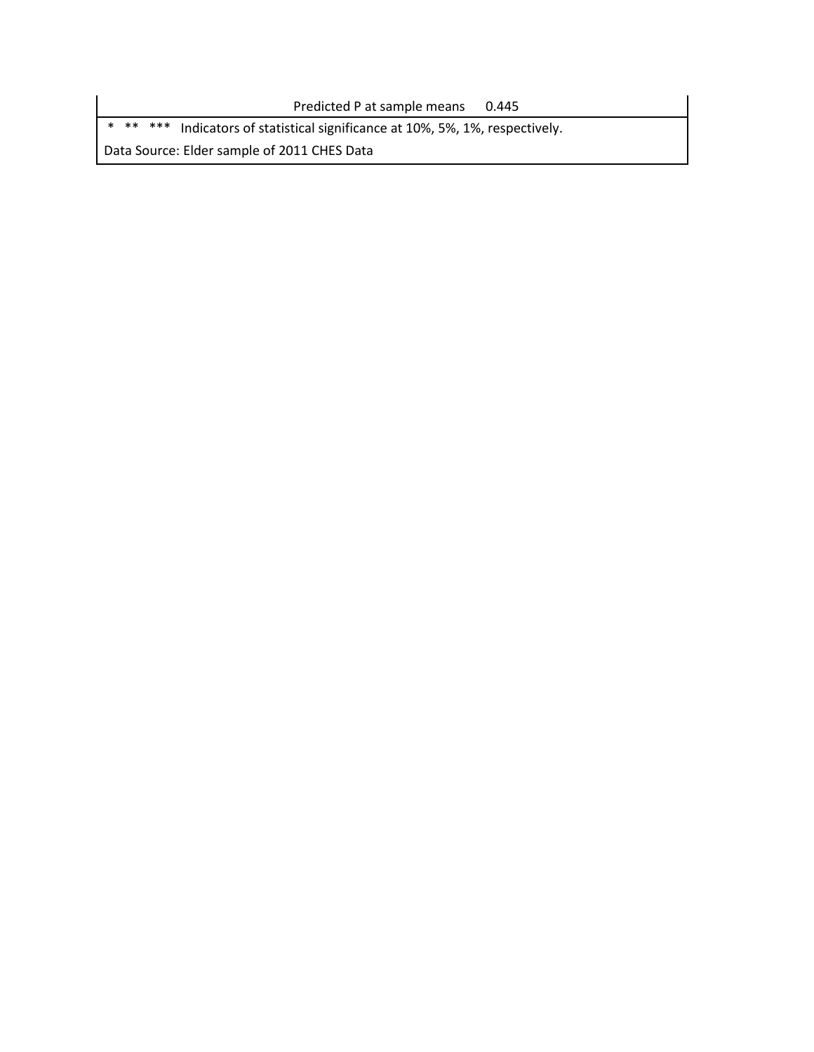| | |
|---|---|
| Predicted P at sample means | 0.445 |
| * ** *** Indicators of statistical significance at 10%, 5%, 1%, respectively. | |
| Data Source: Elder sample of 2011 CHES Data | |